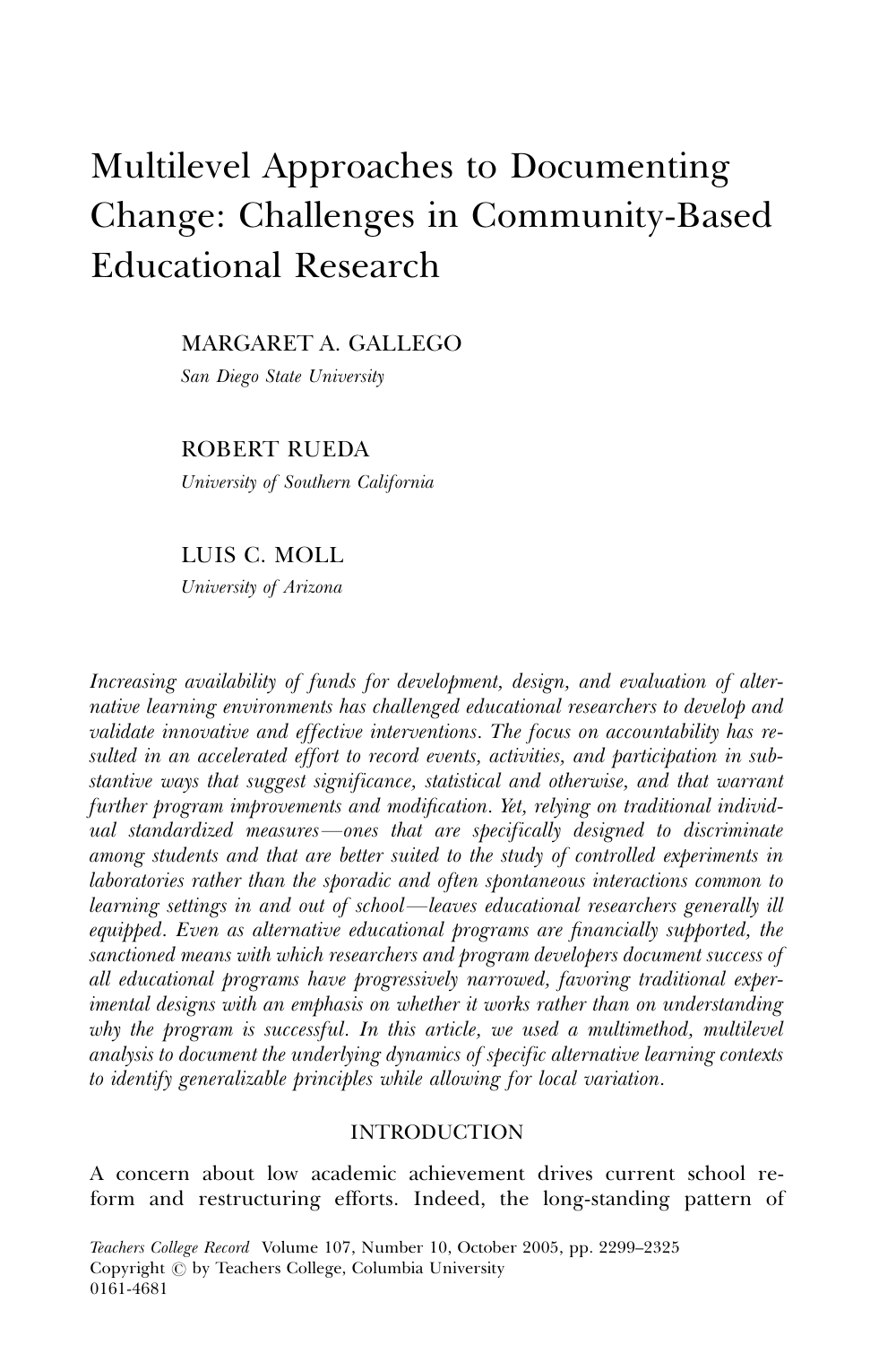# Multilevel Approaches to Documenting Change: Challenges in Community-Based Educational Research

MARGARET A. GALLEGO
*San Diego State University*

ROBERT RUEDA
*University of Southern California*

LUIS C. MOLL
*University of Arizona*

*Increasing availability of funds for development, design, and evaluation of alternative learning environments has challenged educational researchers to develop and validate innovative and effective interventions. The focus on accountability has resulted in an accelerated effort to record events, activities, and participation in substantive ways that suggest significance, statistical and otherwise, and that warrant further program improvements and modification. Yet, relying on traditional individual standardized measures—ones that are specifically designed to discriminate among students and that are better suited to the study of controlled experiments in laboratories rather than the sporadic and often spontaneous interactions common to learning settings in and out of school—leaves educational researchers generally ill equipped. Even as alternative educational programs are financially supported, the sanctioned means with which researchers and program developers document success of all educational programs have progressively narrowed, favoring traditional experimental designs with an emphasis on whether it works rather than on understanding why the program is successful. In this article, we used a multimethod, multilevel analysis to document the underlying dynamics of specific alternative learning contexts to identify generalizable principles while allowing for local variation.*

## INTRODUCTION

A concern about low academic achievement drives current school reform and restructuring efforts. Indeed, the long-standing pattern of

*Teachers College Record* Volume 107, Number 10, October 2005, pp. 2299–2325
Copyright © by Teachers College, Columbia University
0161-4681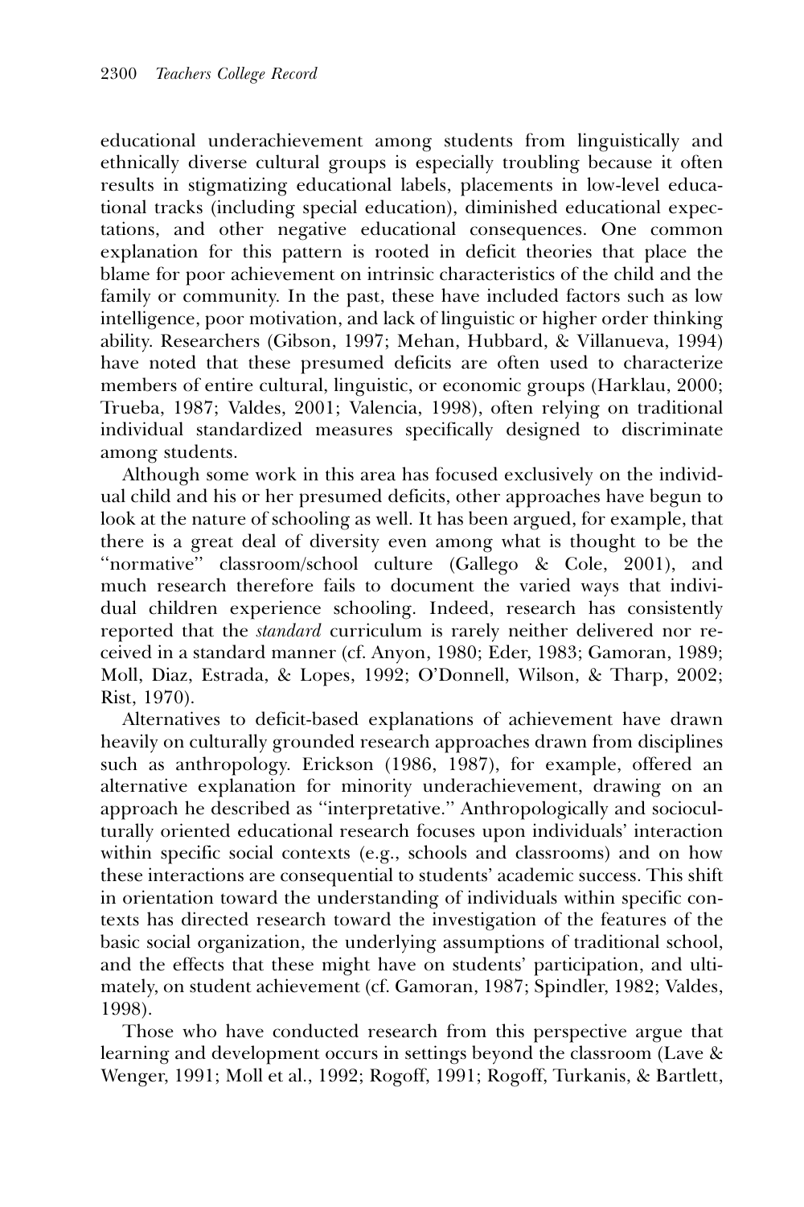educational underachievement among students from linguistically and ethnically diverse cultural groups is especially troubling because it often results in stigmatizing educational labels, placements in low-level educational tracks (including special education), diminished educational expectations, and other negative educational consequences. One common explanation for this pattern is rooted in deficit theories that place the blame for poor achievement on intrinsic characteristics of the child and the family or community. In the past, these have included factors such as low intelligence, poor motivation, and lack of linguistic or higher order thinking ability. Researchers (Gibson, 1997; Mehan, Hubbard, & Villanueva, 1994) have noted that these presumed deficits are often used to characterize members of entire cultural, linguistic, or economic groups (Harklau, 2000; Trueba, 1987; Valdes, 2001; Valencia, 1998), often relying on traditional individual standardized measures specifically designed to discriminate among students.

Although some work in this area has focused exclusively on the individual child and his or her presumed deficits, other approaches have begun to look at the nature of schooling as well. It has been argued, for example, that there is a great deal of diversity even among what is thought to be the "normative" classroom/school culture (Gallego & Cole, 2001), and much research therefore fails to document the varied ways that individual children experience schooling. Indeed, research has consistently reported that the *standard* curriculum is rarely neither delivered nor received in a standard manner (cf. Anyon, 1980; Eder, 1983; Gamoran, 1989; Moll, Diaz, Estrada, & Lopes, 1992; O'Donnell, Wilson, & Tharp, 2002; Rist, 1970).

Alternatives to deficit-based explanations of achievement have drawn heavily on culturally grounded research approaches drawn from disciplines such as anthropology. Erickson (1986, 1987), for example, offered an alternative explanation for minority underachievement, drawing on an approach he described as "interpretative." Anthropologically and socioculturally oriented educational research focuses upon individuals' interaction within specific social contexts (e.g., schools and classrooms) and on how these interactions are consequential to students' academic success. This shift in orientation toward the understanding of individuals within specific contexts has directed research toward the investigation of the features of the basic social organization, the underlying assumptions of traditional school, and the effects that these might have on students' participation, and ultimately, on student achievement (cf. Gamoran, 1987; Spindler, 1982; Valdes, 1998).

Those who have conducted research from this perspective argue that learning and development occurs in settings beyond the classroom (Lave & Wenger, 1991; Moll et al., 1992; Rogoff, 1991; Rogoff, Turkanis, & Bartlett,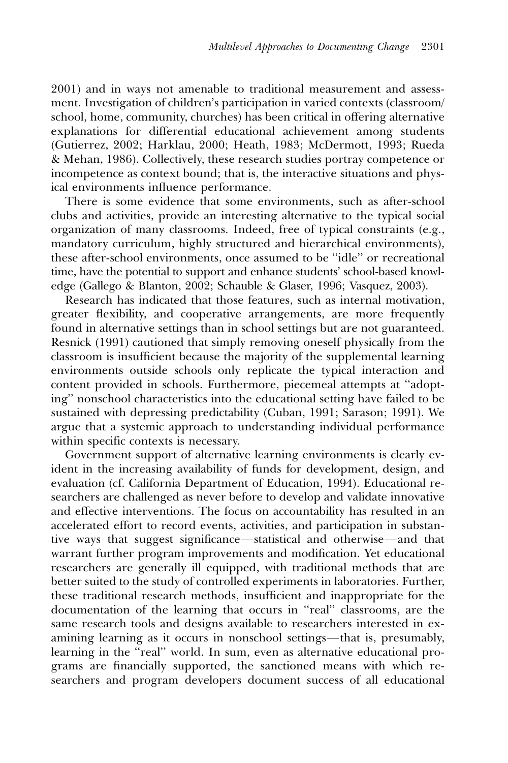2001) and in ways not amenable to traditional measurement and assessment. Investigation of children's participation in varied contexts (classroom/school, home, community, churches) has been critical in offering alternative explanations for differential educational achievement among students (Gutierrez, 2002; Harklau, 2000; Heath, 1983; McDermott, 1993; Rueda & Mehan, 1986). Collectively, these research studies portray competence or incompetence as context bound; that is, the interactive situations and physical environments influence performance.

There is some evidence that some environments, such as after-school clubs and activities, provide an interesting alternative to the typical social organization of many classrooms. Indeed, free of typical constraints (e.g., mandatory curriculum, highly structured and hierarchical environments), these after-school environments, once assumed to be ''idle'' or recreational time, have the potential to support and enhance students' school-based knowledge (Gallego & Blanton, 2002; Schauble & Glaser, 1996; Vasquez, 2003).

Research has indicated that those features, such as internal motivation, greater flexibility, and cooperative arrangements, are more frequently found in alternative settings than in school settings but are not guaranteed. Resnick (1991) cautioned that simply removing oneself physically from the classroom is insufficient because the majority of the supplemental learning environments outside schools only replicate the typical interaction and content provided in schools. Furthermore, piecemeal attempts at ''adopting'' nonschool characteristics into the educational setting have failed to be sustained with depressing predictability (Cuban, 1991; Sarason; 1991). We argue that a systemic approach to understanding individual performance within specific contexts is necessary.

Government support of alternative learning environments is clearly evident in the increasing availability of funds for development, design, and evaluation (cf. California Department of Education, 1994). Educational researchers are challenged as never before to develop and validate innovative and effective interventions. The focus on accountability has resulted in an accelerated effort to record events, activities, and participation in substantive ways that suggest significance—statistical and otherwise—and that warrant further program improvements and modification. Yet educational researchers are generally ill equipped, with traditional methods that are better suited to the study of controlled experiments in laboratories. Further, these traditional research methods, insufficient and inappropriate for the documentation of the learning that occurs in ''real'' classrooms, are the same research tools and designs available to researchers interested in examining learning as it occurs in nonschool settings—that is, presumably, learning in the ''real'' world. In sum, even as alternative educational programs are financially supported, the sanctioned means with which researchers and program developers document success of all educational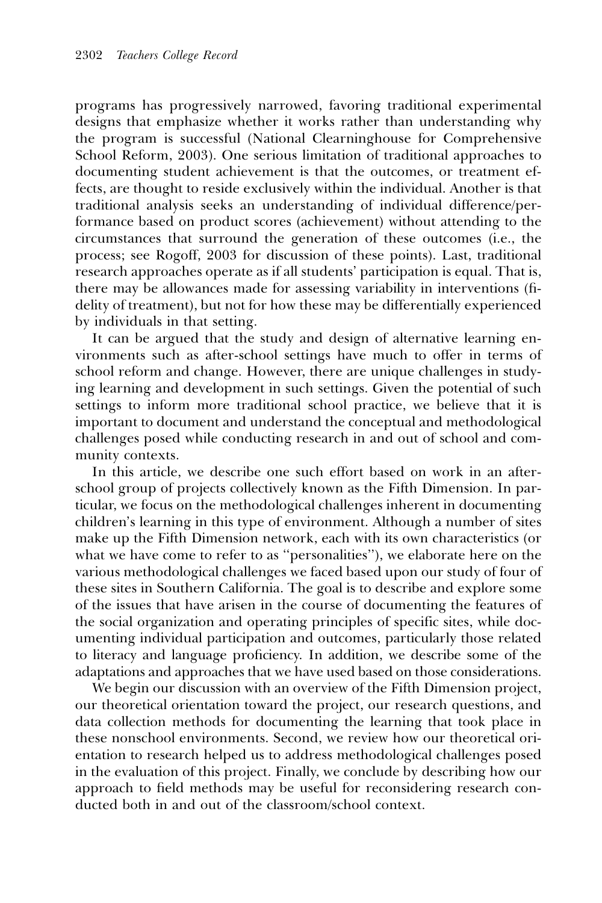programs has progressively narrowed, favoring traditional experimental designs that emphasize whether it works rather than understanding why the program is successful (National Clearninghouse for Comprehensive School Reform, 2003). One serious limitation of traditional approaches to documenting student achievement is that the outcomes, or treatment effects, are thought to reside exclusively within the individual. Another is that traditional analysis seeks an understanding of individual difference/performance based on product scores (achievement) without attending to the circumstances that surround the generation of these outcomes (i.e., the process; see Rogoff, 2003 for discussion of these points). Last, traditional research approaches operate as if all students' participation is equal. That is, there may be allowances made for assessing variability in interventions (fidelity of treatment), but not for how these may be differentially experienced by individuals in that setting.

It can be argued that the study and design of alternative learning environments such as after-school settings have much to offer in terms of school reform and change. However, there are unique challenges in studying learning and development in such settings. Given the potential of such settings to inform more traditional school practice, we believe that it is important to document and understand the conceptual and methodological challenges posed while conducting research in and out of school and community contexts.

In this article, we describe one such effort based on work in an after-school group of projects collectively known as the Fifth Dimension. In particular, we focus on the methodological challenges inherent in documenting children's learning in this type of environment. Although a number of sites make up the Fifth Dimension network, each with its own characteristics (or what we have come to refer to as ''personalities''), we elaborate here on the various methodological challenges we faced based upon our study of four of these sites in Southern California. The goal is to describe and explore some of the issues that have arisen in the course of documenting the features of the social organization and operating principles of specific sites, while documenting individual participation and outcomes, particularly those related to literacy and language proficiency. In addition, we describe some of the adaptations and approaches that we have used based on those considerations.

We begin our discussion with an overview of the Fifth Dimension project, our theoretical orientation toward the project, our research questions, and data collection methods for documenting the learning that took place in these nonschool environments. Second, we review how our theoretical orientation to research helped us to address methodological challenges posed in the evaluation of this project. Finally, we conclude by describing how our approach to field methods may be useful for reconsidering research conducted both in and out of the classroom/school context.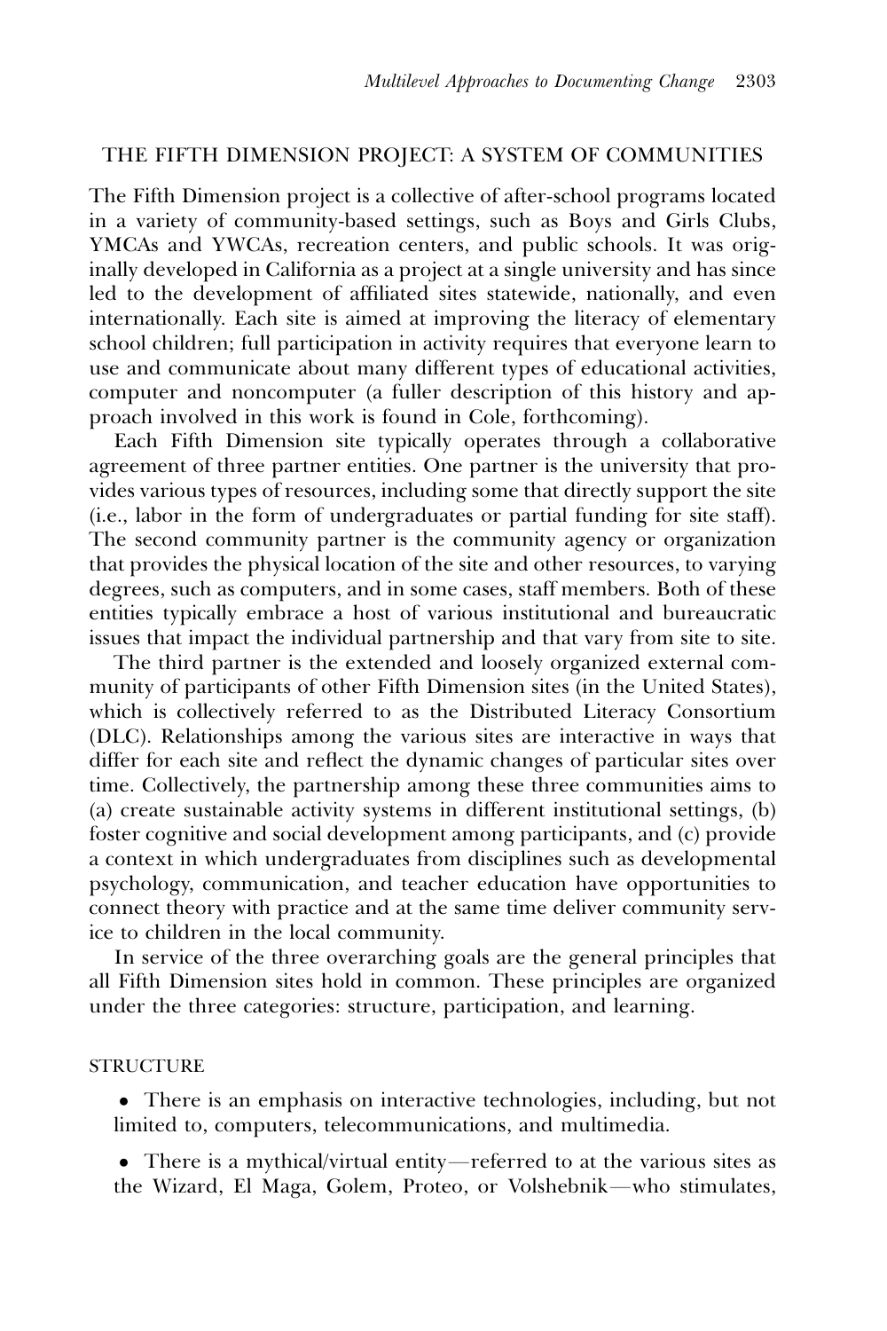## THE FIFTH DIMENSION PROJECT: A SYSTEM OF COMMUNITIES

The Fifth Dimension project is a collective of after-school programs located in a variety of community-based settings, such as Boys and Girls Clubs, YMCAs and YWCAs, recreation centers, and public schools. It was originally developed in California as a project at a single university and has since led to the development of affiliated sites statewide, nationally, and even internationally. Each site is aimed at improving the literacy of elementary school children; full participation in activity requires that everyone learn to use and communicate about many different types of educational activities, computer and noncomputer (a fuller description of this history and approach involved in this work is found in Cole, forthcoming).

Each Fifth Dimension site typically operates through a collaborative agreement of three partner entities. One partner is the university that provides various types of resources, including some that directly support the site (i.e., labor in the form of undergraduates or partial funding for site staff). The second community partner is the community agency or organization that provides the physical location of the site and other resources, to varying degrees, such as computers, and in some cases, staff members. Both of these entities typically embrace a host of various institutional and bureaucratic issues that impact the individual partnership and that vary from site to site.

The third partner is the extended and loosely organized external community of participants of other Fifth Dimension sites (in the United States), which is collectively referred to as the Distributed Literacy Consortium (DLC). Relationships among the various sites are interactive in ways that differ for each site and reflect the dynamic changes of particular sites over time. Collectively, the partnership among these three communities aims to (a) create sustainable activity systems in different institutional settings, (b) foster cognitive and social development among participants, and (c) provide a context in which undergraduates from disciplines such as developmental psychology, communication, and teacher education have opportunities to connect theory with practice and at the same time deliver community service to children in the local community.

In service of the three overarching goals are the general principles that all Fifth Dimension sites hold in common. These principles are organized under the three categories: structure, participation, and learning.

### STRUCTURE

- There is an emphasis on interactive technologies, including, but not limited to, computers, telecommunications, and multimedia.
- There is a mythical/virtual entity—referred to at the various sites as the Wizard, El Maga, Golem, Proteo, or Volshebnik—who stimulates,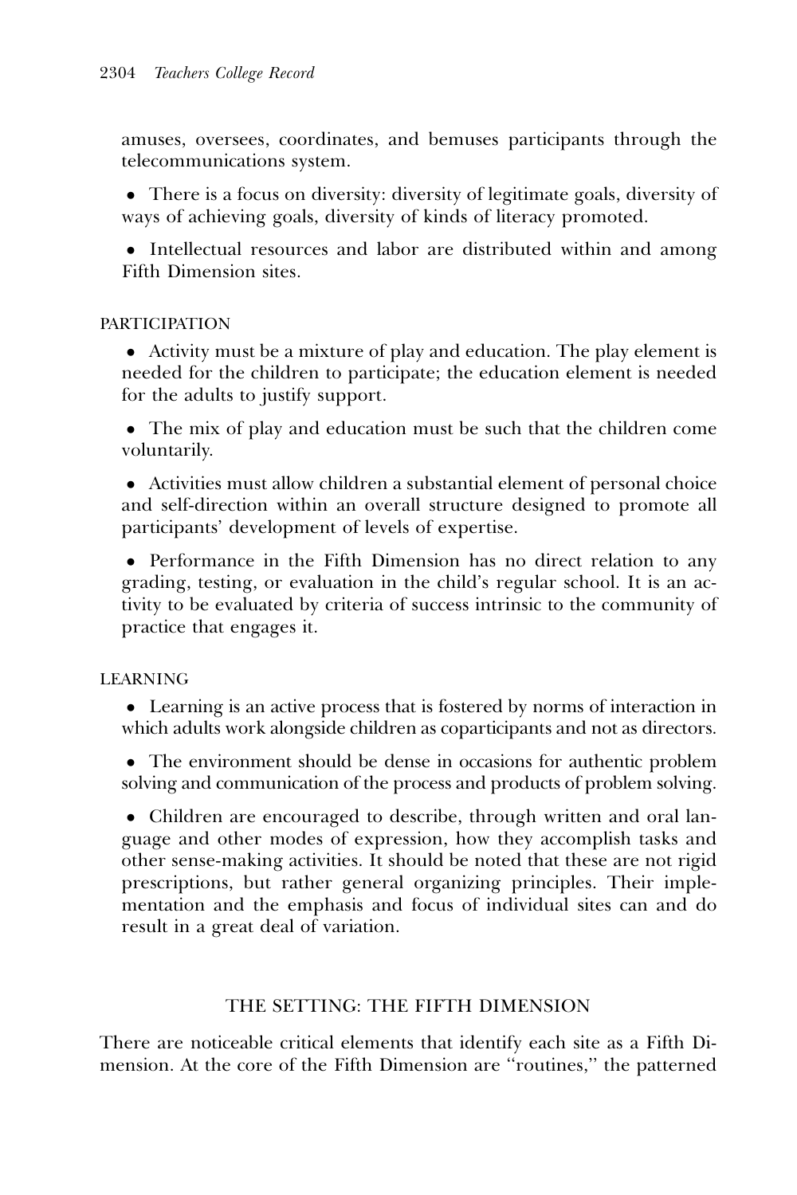amuses, oversees, coordinates, and bemuses participants through the telecommunications system.

- There is a focus on diversity: diversity of legitimate goals, diversity of ways of achieving goals, diversity of kinds of literacy promoted.
- Intellectual resources and labor are distributed within and among Fifth Dimension sites.

PARTICIPATION

- Activity must be a mixture of play and education. The play element is needed for the children to participate; the education element is needed for the adults to justify support.
- The mix of play and education must be such that the children come voluntarily.
- Activities must allow children a substantial element of personal choice and self-direction within an overall structure designed to promote all participants' development of levels of expertise.
- Performance in the Fifth Dimension has no direct relation to any grading, testing, or evaluation in the child's regular school. It is an activity to be evaluated by criteria of success intrinsic to the community of practice that engages it.

LEARNING

- Learning is an active process that is fostered by norms of interaction in which adults work alongside children as coparticipants and not as directors.
- The environment should be dense in occasions for authentic problem solving and communication of the process and products of problem solving.
- Children are encouraged to describe, through written and oral language and other modes of expression, how they accomplish tasks and other sense-making activities. It should be noted that these are not rigid prescriptions, but rather general organizing principles. Their implementation and the emphasis and focus of individual sites can and do result in a great deal of variation.

## THE SETTING: THE FIFTH DIMENSION

There are noticeable critical elements that identify each site as a Fifth Dimension. At the core of the Fifth Dimension are "routines," the patterned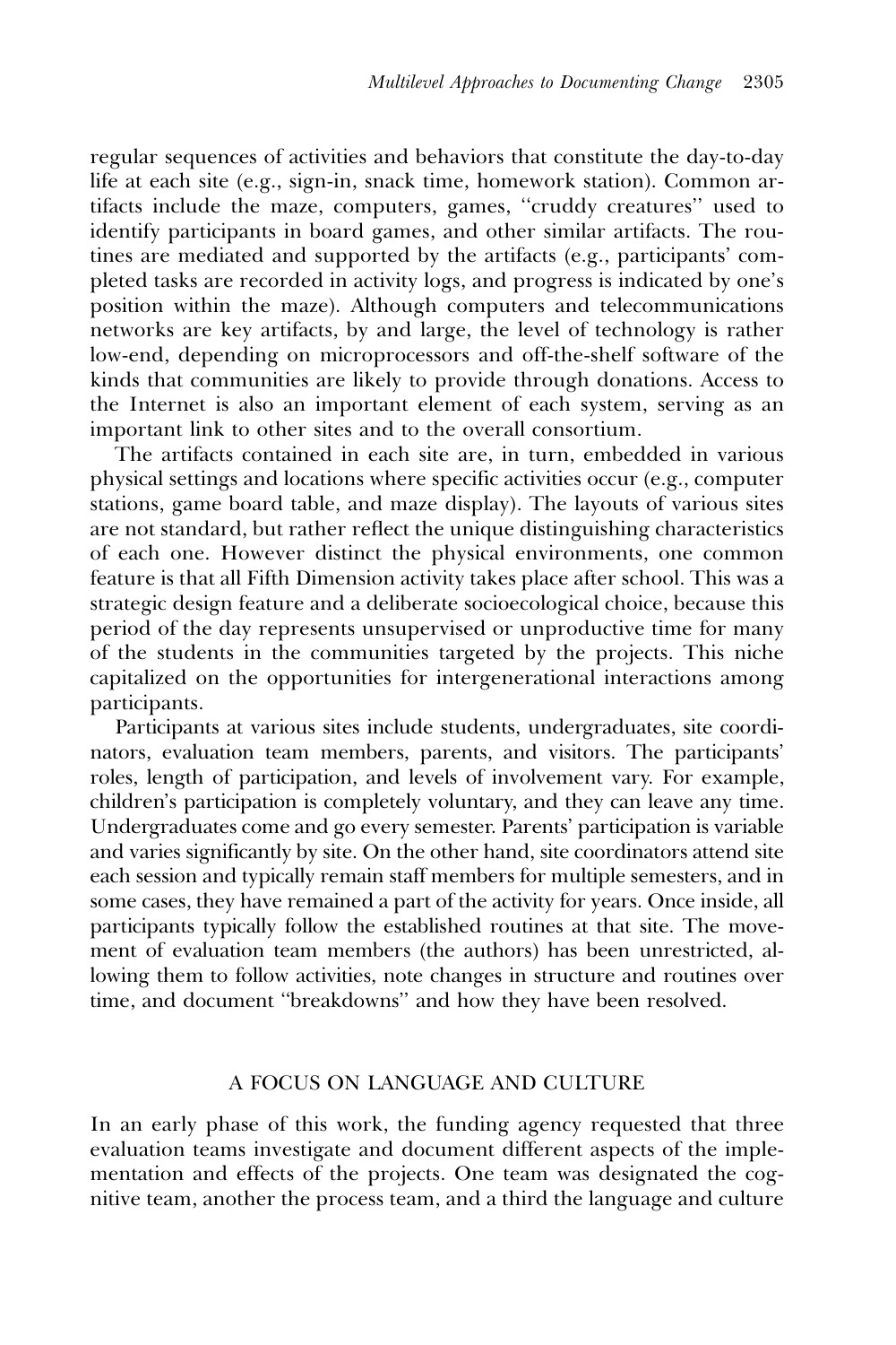regular sequences of activities and behaviors that constitute the day-to-day life at each site (e.g., sign-in, snack time, homework station). Common artifacts include the maze, computers, games, ''cruddy creatures'' used to identify participants in board games, and other similar artifacts. The routines are mediated and supported by the artifacts (e.g., participants' completed tasks are recorded in activity logs, and progress is indicated by one's position within the maze). Although computers and telecommunications networks are key artifacts, by and large, the level of technology is rather low-end, depending on microprocessors and off-the-shelf software of the kinds that communities are likely to provide through donations. Access to the Internet is also an important element of each system, serving as an important link to other sites and to the overall consortium.

The artifacts contained in each site are, in turn, embedded in various physical settings and locations where specific activities occur (e.g., computer stations, game board table, and maze display). The layouts of various sites are not standard, but rather reflect the unique distinguishing characteristics of each one. However distinct the physical environments, one common feature is that all Fifth Dimension activity takes place after school. This was a strategic design feature and a deliberate socioecological choice, because this period of the day represents unsupervised or unproductive time for many of the students in the communities targeted by the projects. This niche capitalized on the opportunities for intergenerational interactions among participants.

Participants at various sites include students, undergraduates, site coordinators, evaluation team members, parents, and visitors. The participants' roles, length of participation, and levels of involvement vary. For example, children's participation is completely voluntary, and they can leave any time. Undergraduates come and go every semester. Parents' participation is variable and varies significantly by site. On the other hand, site coordinators attend site each session and typically remain staff members for multiple semesters, and in some cases, they have remained a part of the activity for years. Once inside, all participants typically follow the established routines at that site. The movement of evaluation team members (the authors) has been unrestricted, allowing them to follow activities, note changes in structure and routines over time, and document ''breakdowns'' and how they have been resolved.

## A FOCUS ON LANGUAGE AND CULTURE

In an early phase of this work, the funding agency requested that three evaluation teams investigate and document different aspects of the implementation and effects of the projects. One team was designated the cognitive team, another the process team, and a third the language and culture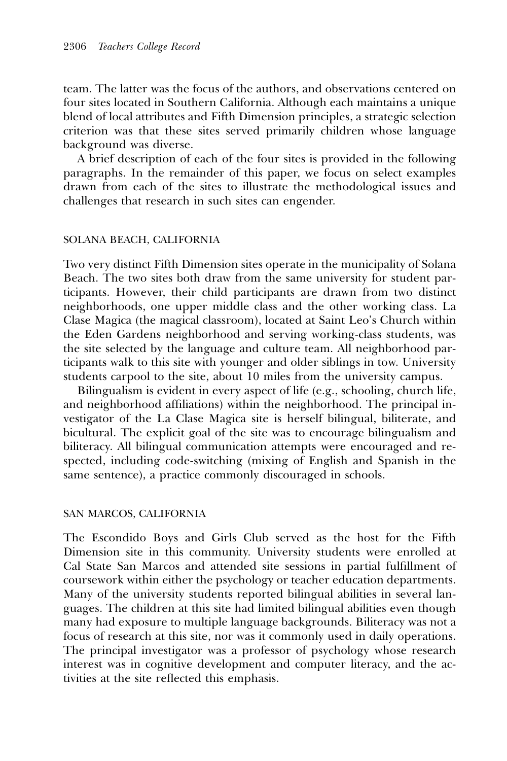team. The latter was the focus of the authors, and observations centered on four sites located in Southern California. Although each maintains a unique blend of local attributes and Fifth Dimension principles, a strategic selection criterion was that these sites served primarily children whose language background was diverse.

A brief description of each of the four sites is provided in the following paragraphs. In the remainder of this paper, we focus on select examples drawn from each of the sites to illustrate the methodological issues and challenges that research in such sites can engender.

### SOLANA BEACH, CALIFORNIA

Two very distinct Fifth Dimension sites operate in the municipality of Solana Beach. The two sites both draw from the same university for student participants. However, their child participants are drawn from two distinct neighborhoods, one upper middle class and the other working class. La Clase Magica (the magical classroom), located at Saint Leo's Church within the Eden Gardens neighborhood and serving working-class students, was the site selected by the language and culture team. All neighborhood participants walk to this site with younger and older siblings in tow. University students carpool to the site, about 10 miles from the university campus.

Bilingualism is evident in every aspect of life (e.g., schooling, church life, and neighborhood affiliations) within the neighborhood. The principal investigator of the La Clase Magica site is herself bilingual, biliterate, and bicultural. The explicit goal of the site was to encourage bilingualism and biliteracy. All bilingual communication attempts were encouraged and respected, including code-switching (mixing of English and Spanish in the same sentence), a practice commonly discouraged in schools.

### SAN MARCOS, CALIFORNIA

The Escondido Boys and Girls Club served as the host for the Fifth Dimension site in this community. University students were enrolled at Cal State San Marcos and attended site sessions in partial fulfillment of coursework within either the psychology or teacher education departments. Many of the university students reported bilingual abilities in several languages. The children at this site had limited bilingual abilities even though many had exposure to multiple language backgrounds. Biliteracy was not a focus of research at this site, nor was it commonly used in daily operations. The principal investigator was a professor of psychology whose research interest was in cognitive development and computer literacy, and the activities at the site reflected this emphasis.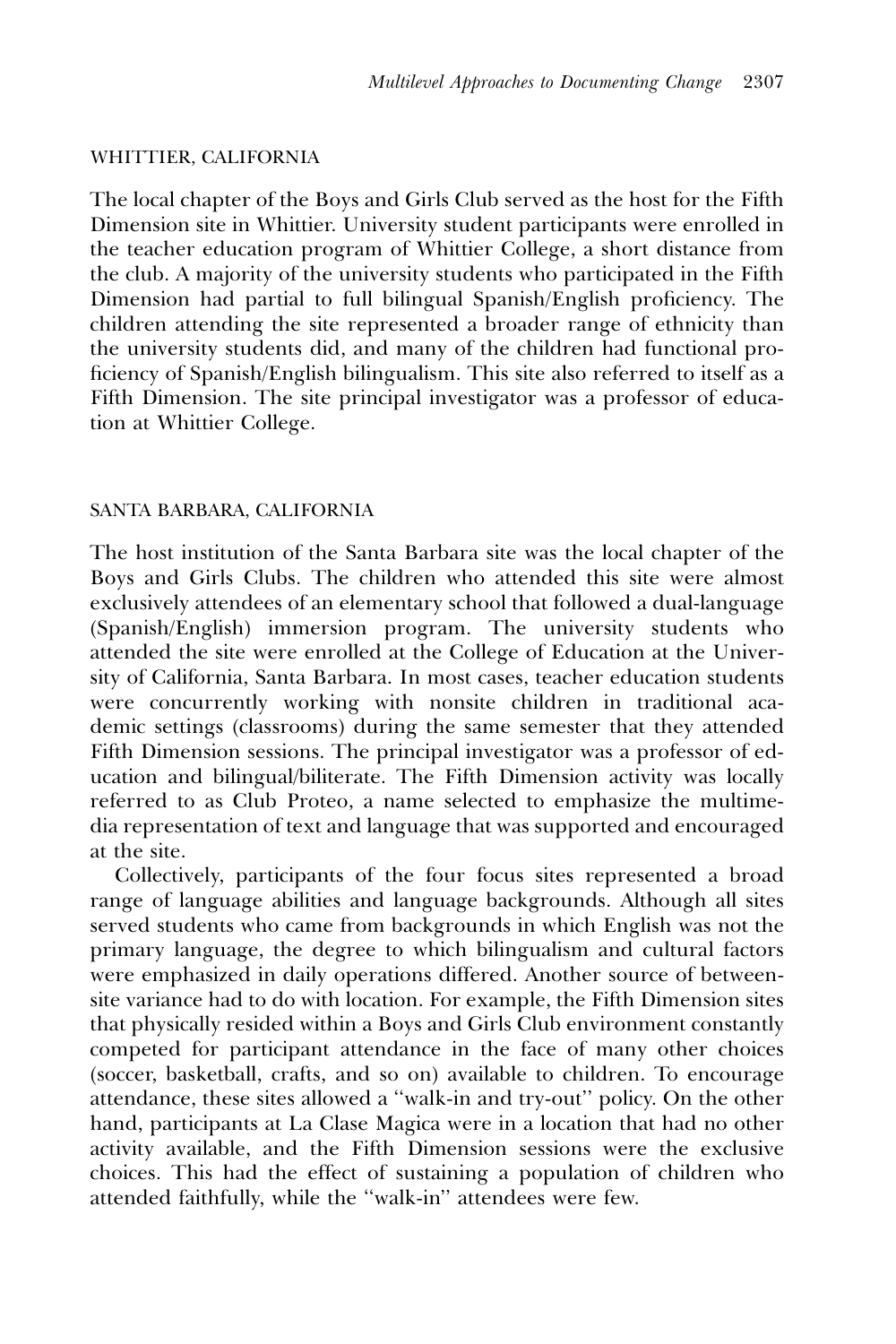### WHITTIER, CALIFORNIA

The local chapter of the Boys and Girls Club served as the host for the Fifth Dimension site in Whittier. University student participants were enrolled in the teacher education program of Whittier College, a short distance from the club. A majority of the university students who participated in the Fifth Dimension had partial to full bilingual Spanish/English proficiency. The children attending the site represented a broader range of ethnicity than the university students did, and many of the children had functional proficiency of Spanish/English bilingualism. This site also referred to itself as a Fifth Dimension. The site principal investigator was a professor of education at Whittier College.

### SANTA BARBARA, CALIFORNIA

The host institution of the Santa Barbara site was the local chapter of the Boys and Girls Clubs. The children who attended this site were almost exclusively attendees of an elementary school that followed a dual-language (Spanish/English) immersion program. The university students who attended the site were enrolled at the College of Education at the University of California, Santa Barbara. In most cases, teacher education students were concurrently working with nonsite children in traditional academic settings (classrooms) during the same semester that they attended Fifth Dimension sessions. The principal investigator was a professor of education and bilingual/biliterate. The Fifth Dimension activity was locally referred to as Club Proteo, a name selected to emphasize the multimedia representation of text and language that was supported and encouraged at the site.

Collectively, participants of the four focus sites represented a broad range of language abilities and language backgrounds. Although all sites served students who came from backgrounds in which English was not the primary language, the degree to which bilingualism and cultural factors were emphasized in daily operations differed. Another source of between-site variance had to do with location. For example, the Fifth Dimension sites that physically resided within a Boys and Girls Club environment constantly competed for participant attendance in the face of many other choices (soccer, basketball, crafts, and so on) available to children. To encourage attendance, these sites allowed a "walk-in and try-out" policy. On the other hand, participants at La Clase Magica were in a location that had no other activity available, and the Fifth Dimension sessions were the exclusive choices. This had the effect of sustaining a population of children who attended faithfully, while the "walk-in" attendees were few.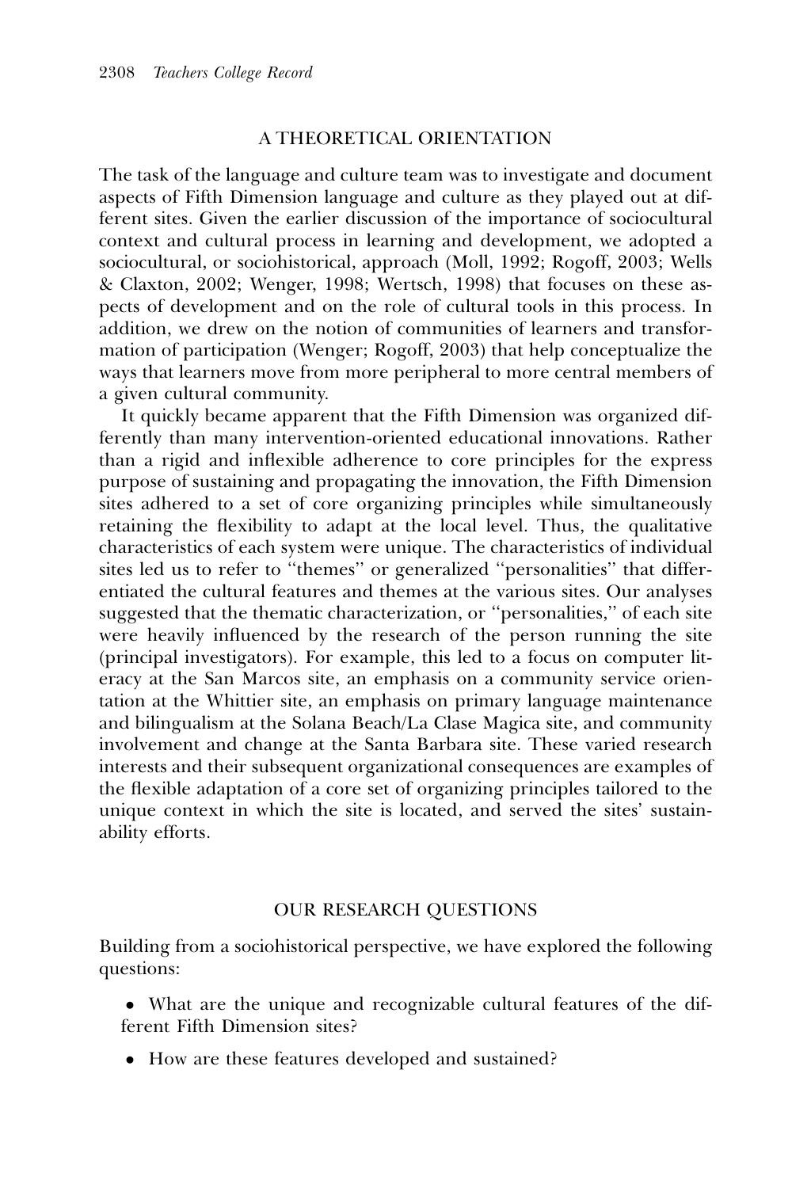## A THEORETICAL ORIENTATION

The task of the language and culture team was to investigate and document aspects of Fifth Dimension language and culture as they played out at different sites. Given the earlier discussion of the importance of sociocultural context and cultural process in learning and development, we adopted a sociocultural, or sociohistorical, approach (Moll, 1992; Rogoff, 2003; Wells & Claxton, 2002; Wenger, 1998; Wertsch, 1998) that focuses on these aspects of development and on the role of cultural tools in this process. In addition, we drew on the notion of communities of learners and transformation of participation (Wenger; Rogoff, 2003) that help conceptualize the ways that learners move from more peripheral to more central members of a given cultural community.

It quickly became apparent that the Fifth Dimension was organized differently than many intervention-oriented educational innovations. Rather than a rigid and inflexible adherence to core principles for the express purpose of sustaining and propagating the innovation, the Fifth Dimension sites adhered to a set of core organizing principles while simultaneously retaining the flexibility to adapt at the local level. Thus, the qualitative characteristics of each system were unique. The characteristics of individual sites led us to refer to ''themes'' or generalized ''personalities'' that differentiated the cultural features and themes at the various sites. Our analyses suggested that the thematic characterization, or ''personalities,'' of each site were heavily influenced by the research of the person running the site (principal investigators). For example, this led to a focus on computer literacy at the San Marcos site, an emphasis on a community service orientation at the Whittier site, an emphasis on primary language maintenance and bilingualism at the Solana Beach/La Clase Magica site, and community involvement and change at the Santa Barbara site. These varied research interests and their subsequent organizational consequences are examples of the flexible adaptation of a core set of organizing principles tailored to the unique context in which the site is located, and served the sites' sustainability efforts.

## OUR RESEARCH QUESTIONS

Building from a sociohistorical perspective, we have explored the following questions:

- What are the unique and recognizable cultural features of the different Fifth Dimension sites?
- How are these features developed and sustained?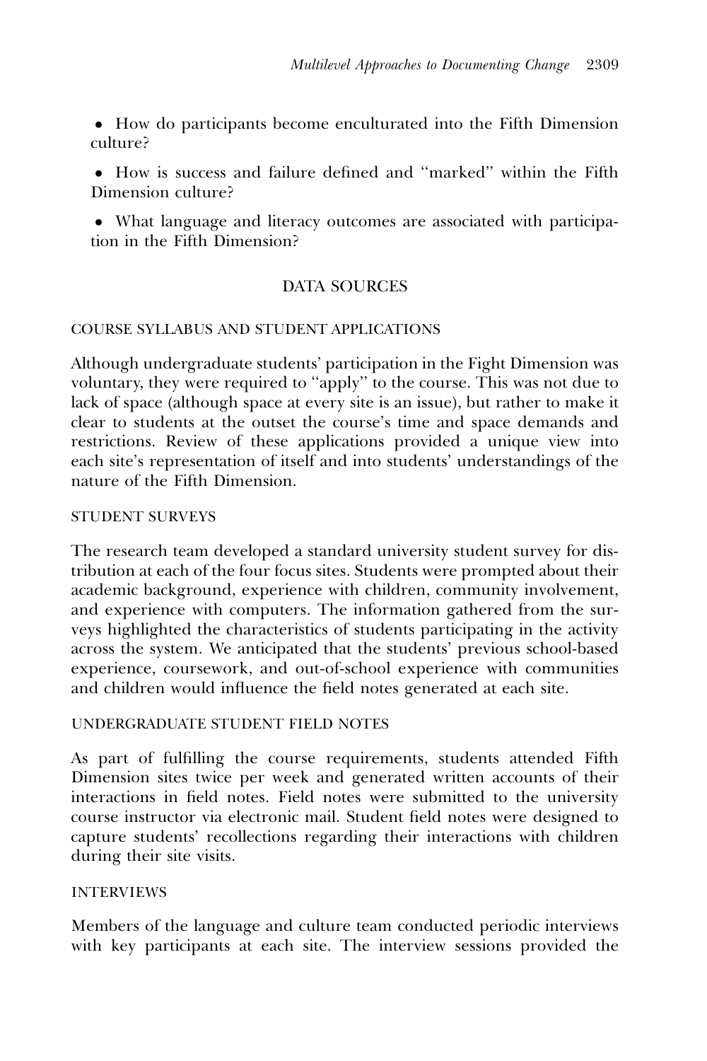- How do participants become enculturated into the Fifth Dimension culture?
- How is success and failure defined and ''marked'' within the Fifth Dimension culture?
- What language and literacy outcomes are associated with participation in the Fifth Dimension?

## DATA SOURCES

### COURSE SYLLABUS AND STUDENT APPLICATIONS

Although undergraduate students' participation in the Fight Dimension was voluntary, they were required to ''apply'' to the course. This was not due to lack of space (although space at every site is an issue), but rather to make it clear to students at the outset the course's time and space demands and restrictions. Review of these applications provided a unique view into each site's representation of itself and into students' understandings of the nature of the Fifth Dimension.

### STUDENT SURVEYS

The research team developed a standard university student survey for distribution at each of the four focus sites. Students were prompted about their academic background, experience with children, community involvement, and experience with computers. The information gathered from the surveys highlighted the characteristics of students participating in the activity across the system. We anticipated that the students' previous school-based experience, coursework, and out-of-school experience with communities and children would influence the field notes generated at each site.

### UNDERGRADUATE STUDENT FIELD NOTES

As part of fulfilling the course requirements, students attended Fifth Dimension sites twice per week and generated written accounts of their interactions in field notes. Field notes were submitted to the university course instructor via electronic mail. Student field notes were designed to capture students' recollections regarding their interactions with children during their site visits.

### INTERVIEWS

Members of the language and culture team conducted periodic interviews with key participants at each site. The interview sessions provided the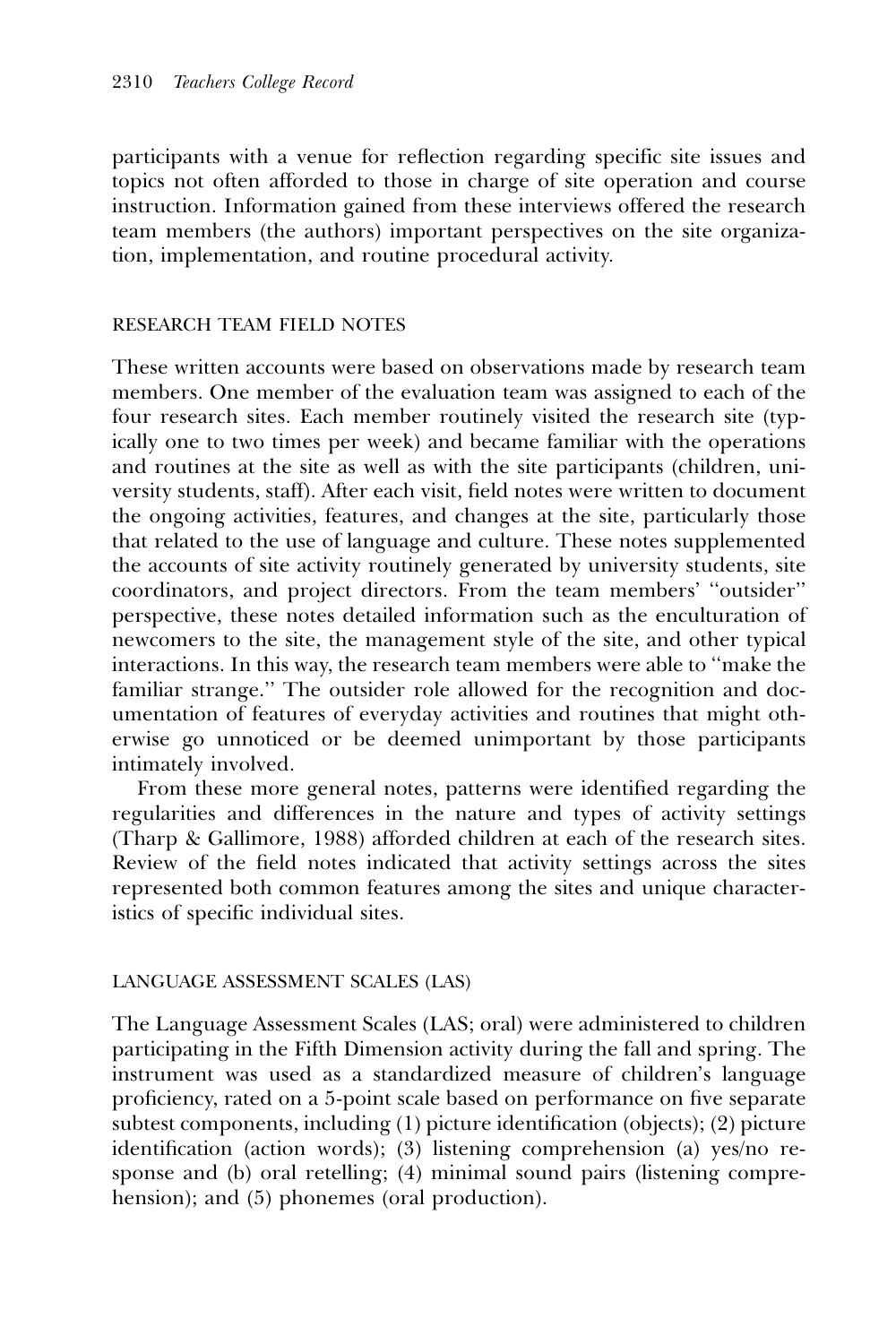participants with a venue for reflection regarding specific site issues and topics not often afforded to those in charge of site operation and course instruction. Information gained from these interviews offered the research team members (the authors) important perspectives on the site organization, implementation, and routine procedural activity.

### RESEARCH TEAM FIELD NOTES

These written accounts were based on observations made by research team members. One member of the evaluation team was assigned to each of the four research sites. Each member routinely visited the research site (typically one to two times per week) and became familiar with the operations and routines at the site as well as with the site participants (children, university students, staff). After each visit, field notes were written to document the ongoing activities, features, and changes at the site, particularly those that related to the use of language and culture. These notes supplemented the accounts of site activity routinely generated by university students, site coordinators, and project directors. From the team members' "outsider" perspective, these notes detailed information such as the enculturation of newcomers to the site, the management style of the site, and other typical interactions. In this way, the research team members were able to "make the familiar strange." The outsider role allowed for the recognition and documentation of features of everyday activities and routines that might otherwise go unnoticed or be deemed unimportant by those participants intimately involved.

From these more general notes, patterns were identified regarding the regularities and differences in the nature and types of activity settings (Tharp & Gallimore, 1988) afforded children at each of the research sites. Review of the field notes indicated that activity settings across the sites represented both common features among the sites and unique characteristics of specific individual sites.

### LANGUAGE ASSESSMENT SCALES (LAS)

The Language Assessment Scales (LAS; oral) were administered to children participating in the Fifth Dimension activity during the fall and spring. The instrument was used as a standardized measure of children's language proficiency, rated on a 5-point scale based on performance on five separate subtest components, including (1) picture identification (objects); (2) picture identification (action words); (3) listening comprehension (a) yes/no response and (b) oral retelling; (4) minimal sound pairs (listening comprehension); and (5) phonemes (oral production).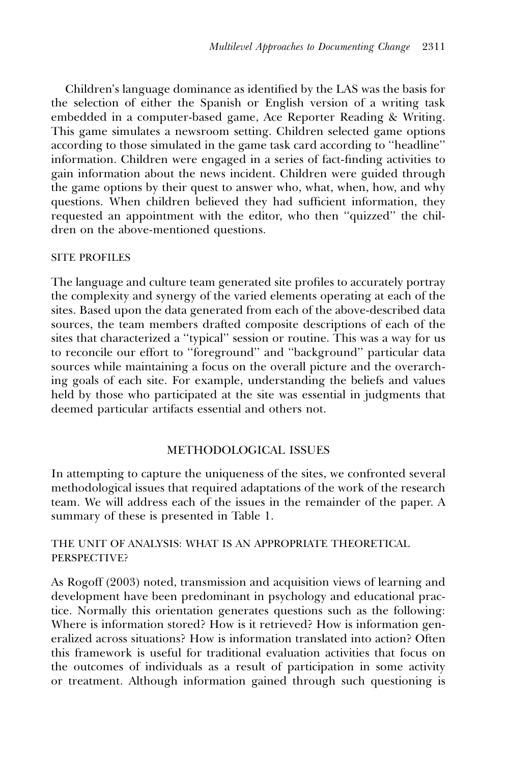Children's language dominance as identified by the LAS was the basis for the selection of either the Spanish or English version of a writing task embedded in a computer-based game, Ace Reporter Reading & Writing. This game simulates a newsroom setting. Children selected game options according to those simulated in the game task card according to ''headline'' information. Children were engaged in a series of fact-finding activities to gain information about the news incident. Children were guided through the game options by their quest to answer who, what, when, how, and why questions. When children believed they had sufficient information, they requested an appointment with the editor, who then ''quizzed'' the children on the above-mentioned questions.

### SITE PROFILES

The language and culture team generated site profiles to accurately portray the complexity and synergy of the varied elements operating at each of the sites. Based upon the data generated from each of the above-described data sources, the team members drafted composite descriptions of each of the sites that characterized a ''typical'' session or routine. This was a way for us to reconcile our effort to ''foreground'' and ''background'' particular data sources while maintaining a focus on the overall picture and the overarching goals of each site. For example, understanding the beliefs and values held by those who participated at the site was essential in judgments that deemed particular artifacts essential and others not.

## METHODOLOGICAL ISSUES

In attempting to capture the uniqueness of the sites, we confronted several methodological issues that required adaptations of the work of the research team. We will address each of the issues in the remainder of the paper. A summary of these is presented in Table 1.

### THE UNIT OF ANALYSIS: WHAT IS AN APPROPRIATE THEORETICAL PERSPECTIVE?

As Rogoff (2003) noted, transmission and acquisition views of learning and development have been predominant in psychology and educational practice. Normally this orientation generates questions such as the following: Where is information stored? How is it retrieved? How is information generalized across situations? How is information translated into action? Often this framework is useful for traditional evaluation activities that focus on the outcomes of individuals as a result of participation in some activity or treatment. Although information gained through such questioning is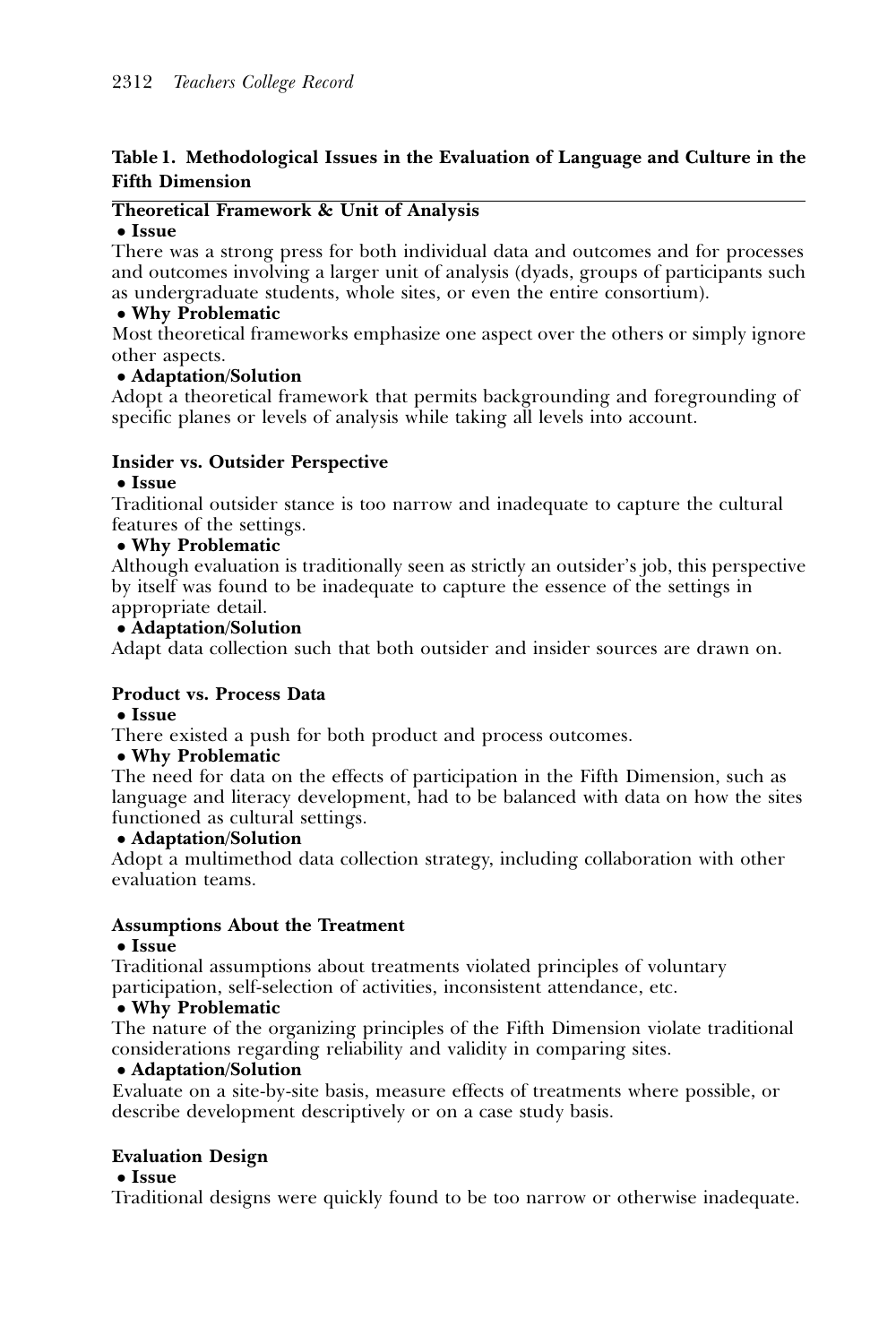**Table 1. Methodological Issues in the Evaluation of Language and Culture in the Fifth Dimension**

**Theoretical Framework & Unit of Analysis**

- **Issue**

There was a strong press for both individual data and outcomes and for processes and outcomes involving a larger unit of analysis (dyads, groups of participants such as undergraduate students, whole sites, or even the entire consortium).

- **Why Problematic**

Most theoretical frameworks emphasize one aspect over the others or simply ignore other aspects.

- **Adaptation/Solution**

Adopt a theoretical framework that permits backgrounding and foregrounding of specific planes or levels of analysis while taking all levels into account.

**Insider vs. Outsider Perspective**

- **Issue**

Traditional outsider stance is too narrow and inadequate to capture the cultural features of the settings.

- **Why Problematic**

Although evaluation is traditionally seen as strictly an outsider's job, this perspective by itself was found to be inadequate to capture the essence of the settings in appropriate detail.

- **Adaptation/Solution**

Adapt data collection such that both outsider and insider sources are drawn on.

**Product vs. Process Data**

- **Issue**

There existed a push for both product and process outcomes.

- **Why Problematic**

The need for data on the effects of participation in the Fifth Dimension, such as language and literacy development, had to be balanced with data on how the sites functioned as cultural settings.

- **Adaptation/Solution**

Adopt a multimethod data collection strategy, including collaboration with other evaluation teams.

**Assumptions About the Treatment**

- **Issue**

Traditional assumptions about treatments violated principles of voluntary participation, self-selection of activities, inconsistent attendance, etc.

- **Why Problematic**

The nature of the organizing principles of the Fifth Dimension violate traditional considerations regarding reliability and validity in comparing sites.

- **Adaptation/Solution**

Evaluate on a site-by-site basis, measure effects of treatments where possible, or describe development descriptively or on a case study basis.

**Evaluation Design**

- **Issue**

Traditional designs were quickly found to be too narrow or otherwise inadequate.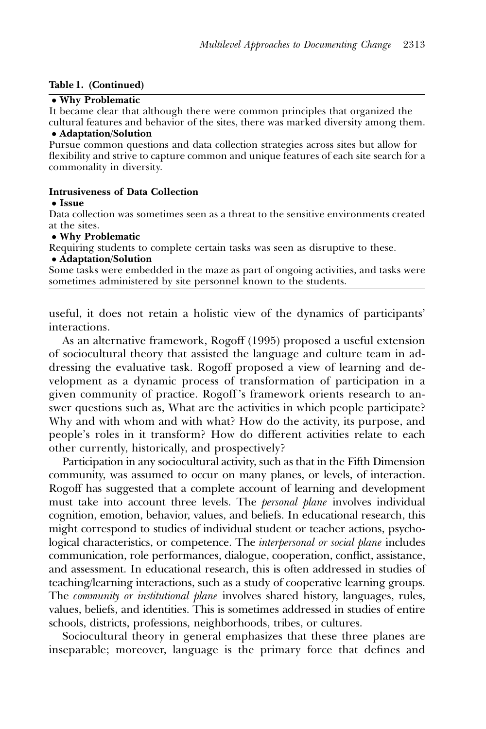**Table 1. (Continued)**

- **Why Problematic**

It became clear that although there were common principles that organized the cultural features and behavior of the sites, there was marked diversity among them.

- **Adaptation/Solution**

Pursue common questions and data collection strategies across sites but allow for flexibility and strive to capture common and unique features of each site search for a commonality in diversity.

**Intrusiveness of Data Collection**

- **Issue**

Data collection was sometimes seen as a threat to the sensitive environments created at the sites.

- **Why Problematic**

Requiring students to complete certain tasks was seen as disruptive to these.

- **Adaptation/Solution**

Some tasks were embedded in the maze as part of ongoing activities, and tasks were sometimes administered by site personnel known to the students.

---

useful, it does not retain a holistic view of the dynamics of participants' interactions.

As an alternative framework, Rogoff (1995) proposed a useful extension of sociocultural theory that assisted the language and culture team in addressing the evaluative task. Rogoff proposed a view of learning and development as a dynamic process of transformation of participation in a given community of practice. Rogoff's framework orients research to answer questions such as, What are the activities in which people participate? Why and with whom and with what? How do the activity, its purpose, and people's roles in it transform? How do different activities relate to each other currently, historically, and prospectively?

Participation in any sociocultural activity, such as that in the Fifth Dimension community, was assumed to occur on many planes, or levels, of interaction. Rogoff has suggested that a complete account of learning and development must take into account three levels. The *personal plane* involves individual cognition, emotion, behavior, values, and beliefs. In educational research, this might correspond to studies of individual student or teacher actions, psychological characteristics, or competence. The *interpersonal or social plane* includes communication, role performances, dialogue, cooperation, conflict, assistance, and assessment. In educational research, this is often addressed in studies of teaching/learning interactions, such as a study of cooperative learning groups. The *community or institutional plane* involves shared history, languages, rules, values, beliefs, and identities. This is sometimes addressed in studies of entire schools, districts, professions, neighborhoods, tribes, or cultures.

Sociocultural theory in general emphasizes that these three planes are inseparable; moreover, language is the primary force that defines and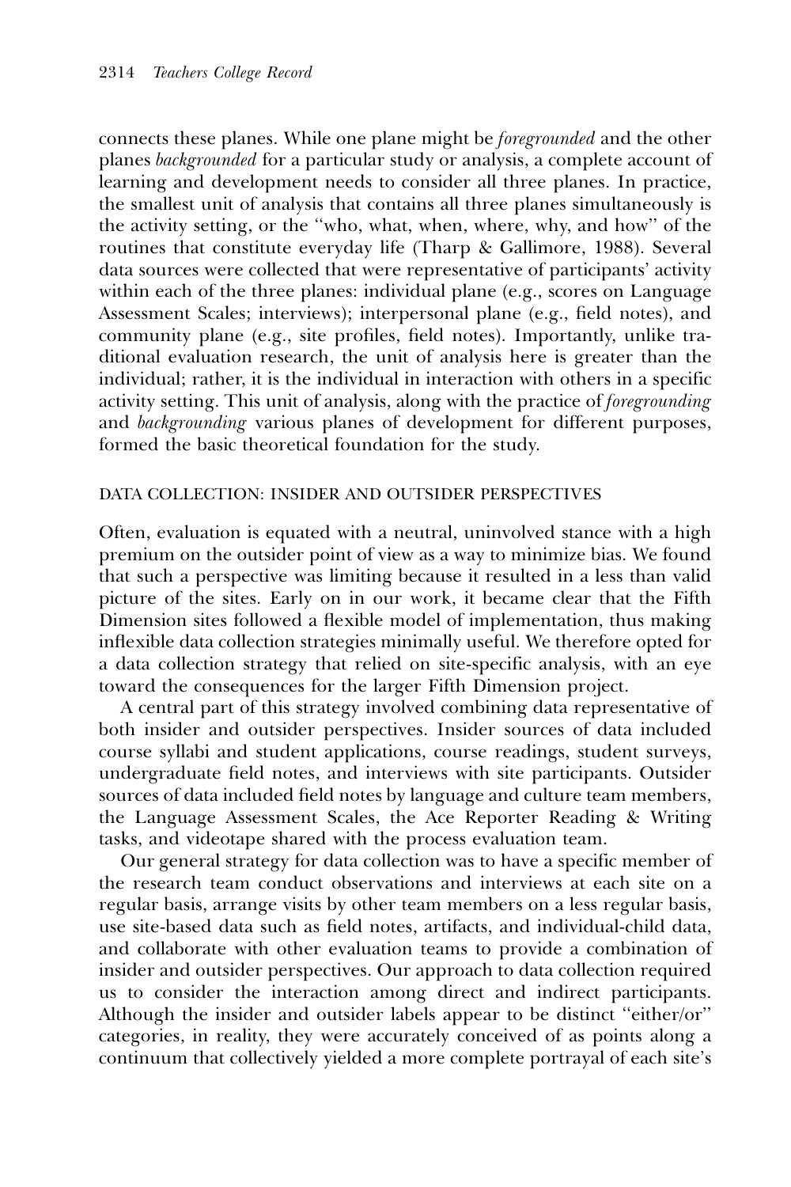connects these planes. While one plane might be *foregrounded* and the other planes *backgrounded* for a particular study or analysis, a complete account of learning and development needs to consider all three planes. In practice, the smallest unit of analysis that contains all three planes simultaneously is the activity setting, or the "who, what, when, where, why, and how" of the routines that constitute everyday life (Tharp & Gallimore, 1988). Several data sources were collected that were representative of participants' activity within each of the three planes: individual plane (e.g., scores on Language Assessment Scales; interviews); interpersonal plane (e.g., field notes), and community plane (e.g., site profiles, field notes). Importantly, unlike traditional evaluation research, the unit of analysis here is greater than the individual; rather, it is the individual in interaction with others in a specific activity setting. This unit of analysis, along with the practice of *foregrounding* and *backgrounding* various planes of development for different purposes, formed the basic theoretical foundation for the study.

## DATA COLLECTION: INSIDER AND OUTSIDER PERSPECTIVES

Often, evaluation is equated with a neutral, uninvolved stance with a high premium on the outsider point of view as a way to minimize bias. We found that such a perspective was limiting because it resulted in a less than valid picture of the sites. Early on in our work, it became clear that the Fifth Dimension sites followed a flexible model of implementation, thus making inflexible data collection strategies minimally useful. We therefore opted for a data collection strategy that relied on site-specific analysis, with an eye toward the consequences for the larger Fifth Dimension project.

A central part of this strategy involved combining data representative of both insider and outsider perspectives. Insider sources of data included course syllabi and student applications, course readings, student surveys, undergraduate field notes, and interviews with site participants. Outsider sources of data included field notes by language and culture team members, the Language Assessment Scales, the Ace Reporter Reading & Writing tasks, and videotape shared with the process evaluation team.

Our general strategy for data collection was to have a specific member of the research team conduct observations and interviews at each site on a regular basis, arrange visits by other team members on a less regular basis, use site-based data such as field notes, artifacts, and individual-child data, and collaborate with other evaluation teams to provide a combination of insider and outsider perspectives. Our approach to data collection required us to consider the interaction among direct and indirect participants. Although the insider and outsider labels appear to be distinct "either/or" categories, in reality, they were accurately conceived of as points along a continuum that collectively yielded a more complete portrayal of each site's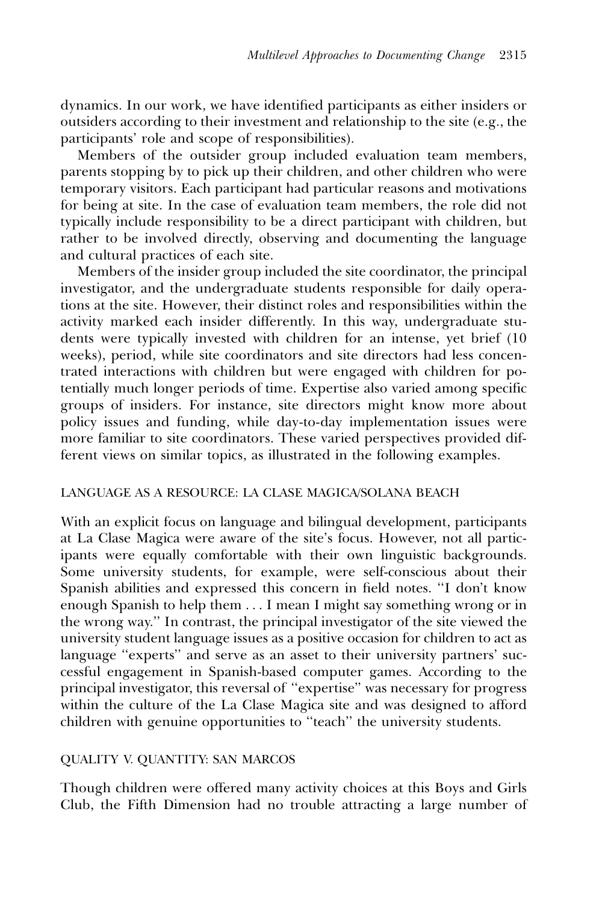dynamics. In our work, we have identified participants as either insiders or outsiders according to their investment and relationship to the site (e.g., the participants' role and scope of responsibilities).

Members of the outsider group included evaluation team members, parents stopping by to pick up their children, and other children who were temporary visitors. Each participant had particular reasons and motivations for being at site. In the case of evaluation team members, the role did not typically include responsibility to be a direct participant with children, but rather to be involved directly, observing and documenting the language and cultural practices of each site.

Members of the insider group included the site coordinator, the principal investigator, and the undergraduate students responsible for daily operations at the site. However, their distinct roles and responsibilities within the activity marked each insider differently. In this way, undergraduate students were typically invested with children for an intense, yet brief (10 weeks), period, while site coordinators and site directors had less concentrated interactions with children but were engaged with children for potentially much longer periods of time. Expertise also varied among specific groups of insiders. For instance, site directors might know more about policy issues and funding, while day-to-day implementation issues were more familiar to site coordinators. These varied perspectives provided different views on similar topics, as illustrated in the following examples.

### LANGUAGE AS A RESOURCE: LA CLASE MAGICA/SOLANA BEACH

With an explicit focus on language and bilingual development, participants at La Clase Magica were aware of the site's focus. However, not all participants were equally comfortable with their own linguistic backgrounds. Some university students, for example, were self-conscious about their Spanish abilities and expressed this concern in field notes. "I don't know enough Spanish to help them . . . I mean I might say something wrong or in the wrong way." In contrast, the principal investigator of the site viewed the university student language issues as a positive occasion for children to act as language "experts" and serve as an asset to their university partners' successful engagement in Spanish-based computer games. According to the principal investigator, this reversal of "expertise" was necessary for progress within the culture of the La Clase Magica site and was designed to afford children with genuine opportunities to "teach" the university students.

### QUALITY V. QUANTITY: SAN MARCOS

Though children were offered many activity choices at this Boys and Girls Club, the Fifth Dimension had no trouble attracting a large number of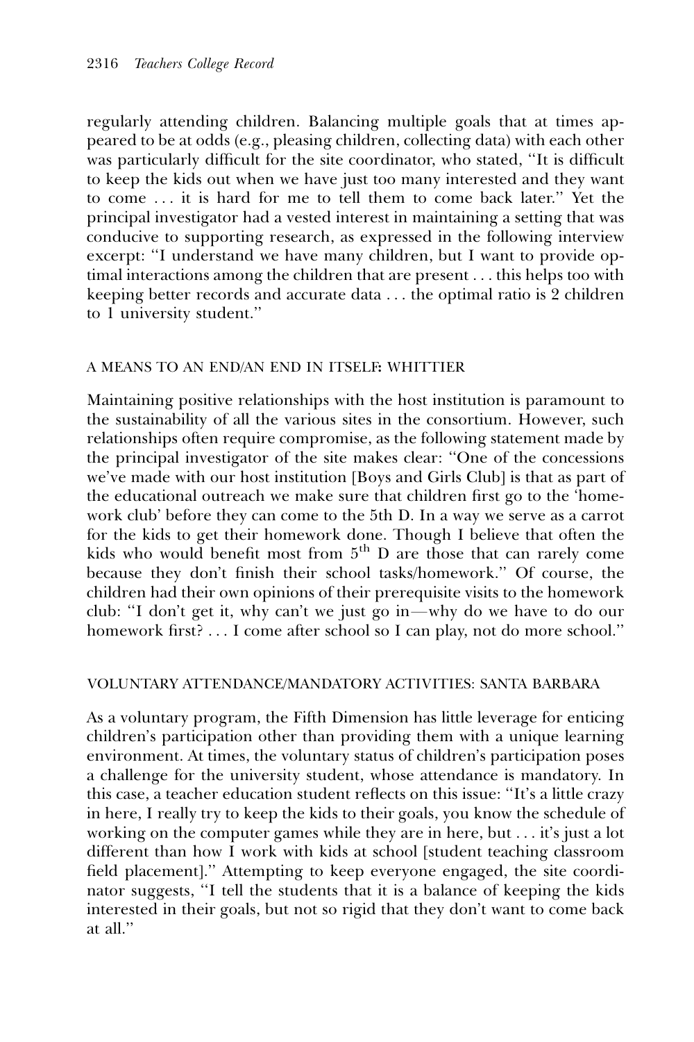regularly attending children. Balancing multiple goals that at times appeared to be at odds (e.g., pleasing children, collecting data) with each other was particularly difficult for the site coordinator, who stated, "It is difficult to keep the kids out when we have just too many interested and they want to come . . . it is hard for me to tell them to come back later." Yet the principal investigator had a vested interest in maintaining a setting that was conducive to supporting research, as expressed in the following interview excerpt: "I understand we have many children, but I want to provide optimal interactions among the children that are present . . . this helps too with keeping better records and accurate data . . . the optimal ratio is 2 children to 1 university student."

### A MEANS TO AN END/AN END IN ITSELF: WHITTIER

Maintaining positive relationships with the host institution is paramount to the sustainability of all the various sites in the consortium. However, such relationships often require compromise, as the following statement made by the principal investigator of the site makes clear: "One of the concessions we've made with our host institution [Boys and Girls Club] is that as part of the educational outreach we make sure that children first go to the 'homework club' before they can come to the 5th D. In a way we serve as a carrot for the kids to get their homework done. Though I believe that often the kids who would benefit most from 5th D are those that can rarely come because they don't finish their school tasks/homework." Of course, the children had their own opinions of their prerequisite visits to the homework club: "I don't get it, why can't we just go in—why do we have to do our homework first? . . . I come after school so I can play, not do more school."

### VOLUNTARY ATTENDANCE/MANDATORY ACTIVITIES: SANTA BARBARA

As a voluntary program, the Fifth Dimension has little leverage for enticing children's participation other than providing them with a unique learning environment. At times, the voluntary status of children's participation poses a challenge for the university student, whose attendance is mandatory. In this case, a teacher education student reflects on this issue: "It's a little crazy in here, I really try to keep the kids to their goals, you know the schedule of working on the computer games while they are in here, but . . . it's just a lot different than how I work with kids at school [student teaching classroom field placement]." Attempting to keep everyone engaged, the site coordinator suggests, "I tell the students that it is a balance of keeping the kids interested in their goals, but not so rigid that they don't want to come back at all."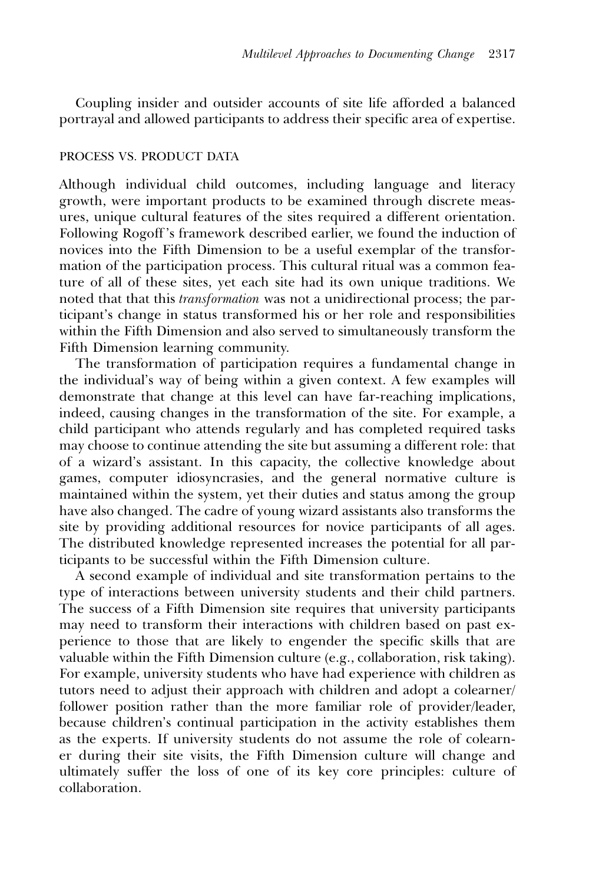Coupling insider and outsider accounts of site life afforded a balanced portrayal and allowed participants to address their specific area of expertise.

### PROCESS VS. PRODUCT DATA

Although individual child outcomes, including language and literacy growth, were important products to be examined through discrete measures, unique cultural features of the sites required a different orientation. Following Rogoff's framework described earlier, we found the induction of novices into the Fifth Dimension to be a useful exemplar of the transformation of the participation process. This cultural ritual was a common feature of all of these sites, yet each site had its own unique traditions. We noted that that this *transformation* was not a unidirectional process; the participant's change in status transformed his or her role and responsibilities within the Fifth Dimension and also served to simultaneously transform the Fifth Dimension learning community.

The transformation of participation requires a fundamental change in the individual's way of being within a given context. A few examples will demonstrate that change at this level can have far-reaching implications, indeed, causing changes in the transformation of the site. For example, a child participant who attends regularly and has completed required tasks may choose to continue attending the site but assuming a different role: that of a wizard's assistant. In this capacity, the collective knowledge about games, computer idiosyncrasies, and the general normative culture is maintained within the system, yet their duties and status among the group have also changed. The cadre of young wizard assistants also transforms the site by providing additional resources for novice participants of all ages. The distributed knowledge represented increases the potential for all participants to be successful within the Fifth Dimension culture.

A second example of individual and site transformation pertains to the type of interactions between university students and their child partners. The success of a Fifth Dimension site requires that university participants may need to transform their interactions with children based on past experience to those that are likely to engender the specific skills that are valuable within the Fifth Dimension culture (e.g., collaboration, risk taking). For example, university students who have had experience with children as tutors need to adjust their approach with children and adopt a colearner/follower position rather than the more familiar role of provider/leader, because children's continual participation in the activity establishes them as the experts. If university students do not assume the role of colearner during their site visits, the Fifth Dimension culture will change and ultimately suffer the loss of one of its key core principles: culture of collaboration.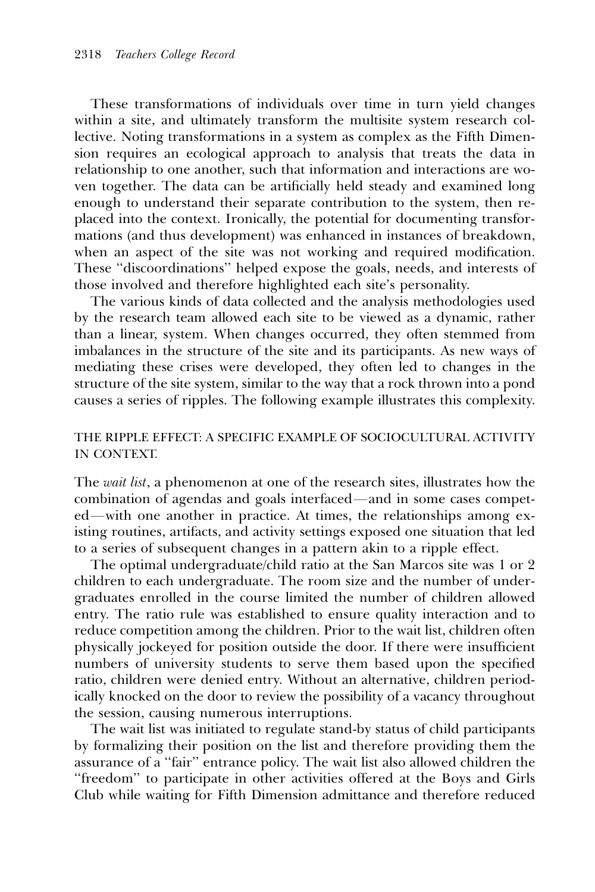These transformations of individuals over time in turn yield changes within a site, and ultimately transform the multisite system research collective. Noting transformations in a system as complex as the Fifth Dimension requires an ecological approach to analysis that treats the data in relationship to one another, such that information and interactions are woven together. The data can be artificially held steady and examined long enough to understand their separate contribution to the system, then replaced into the context. Ironically, the potential for documenting transformations (and thus development) was enhanced in instances of breakdown, when an aspect of the site was not working and required modification. These ''discoordinations'' helped expose the goals, needs, and interests of those involved and therefore highlighted each site's personality.

The various kinds of data collected and the analysis methodologies used by the research team allowed each site to be viewed as a dynamic, rather than a linear, system. When changes occurred, they often stemmed from imbalances in the structure of the site and its participants. As new ways of mediating these crises were developed, they often led to changes in the structure of the site system, similar to the way that a rock thrown into a pond causes a series of ripples. The following example illustrates this complexity.

## THE RIPPLE EFFECT: A SPECIFIC EXAMPLE OF SOCIOCULTURAL ACTIVITY IN CONTEXT.

The *wait list*, a phenomenon at one of the research sites, illustrates how the combination of agendas and goals interfaced—and in some cases competed—with one another in practice. At times, the relationships among existing routines, artifacts, and activity settings exposed one situation that led to a series of subsequent changes in a pattern akin to a ripple effect.

The optimal undergraduate/child ratio at the San Marcos site was 1 or 2 children to each undergraduate. The room size and the number of undergraduates enrolled in the course limited the number of children allowed entry. The ratio rule was established to ensure quality interaction and to reduce competition among the children. Prior to the wait list, children often physically jockeyed for position outside the door. If there were insufficient numbers of university students to serve them based upon the specified ratio, children were denied entry. Without an alternative, children periodically knocked on the door to review the possibility of a vacancy throughout the session, causing numerous interruptions.

The wait list was initiated to regulate stand-by status of child participants by formalizing their position on the list and therefore providing them the assurance of a ''fair'' entrance policy. The wait list also allowed children the ''freedom'' to participate in other activities offered at the Boys and Girls Club while waiting for Fifth Dimension admittance and therefore reduced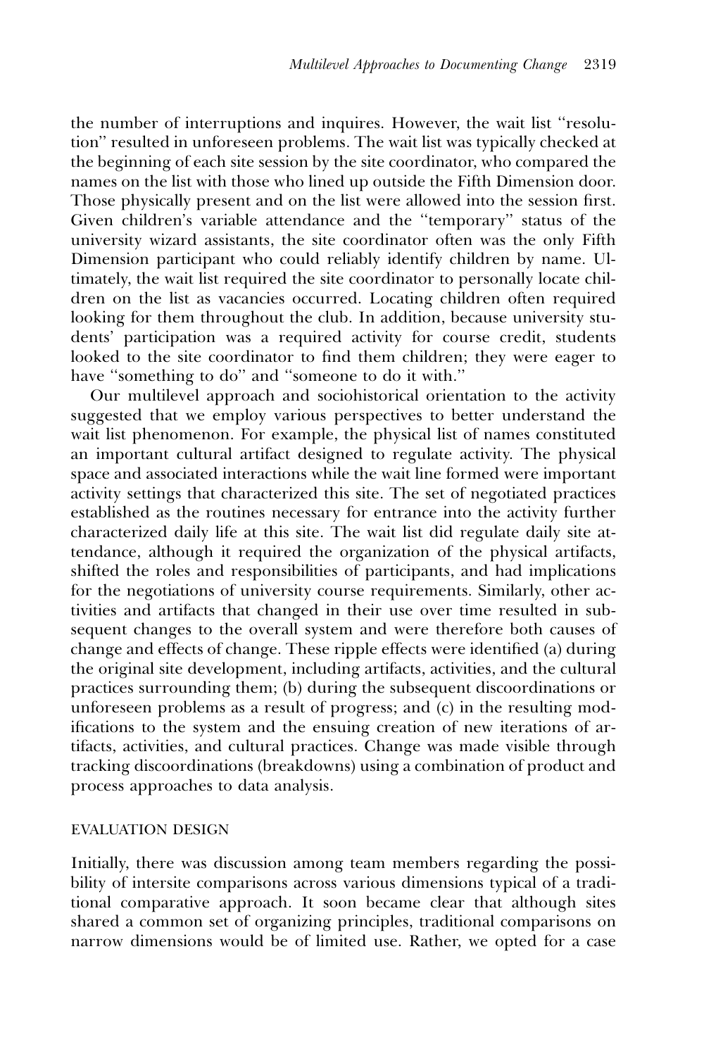the number of interruptions and inquires. However, the wait list "resolution" resulted in unforeseen problems. The wait list was typically checked at the beginning of each site session by the site coordinator, who compared the names on the list with those who lined up outside the Fifth Dimension door. Those physically present and on the list were allowed into the session first. Given children's variable attendance and the "temporary" status of the university wizard assistants, the site coordinator often was the only Fifth Dimension participant who could reliably identify children by name. Ultimately, the wait list required the site coordinator to personally locate children on the list as vacancies occurred. Locating children often required looking for them throughout the club. In addition, because university students' participation was a required activity for course credit, students looked to the site coordinator to find them children; they were eager to have "something to do" and "someone to do it with."

Our multilevel approach and sociohistorical orientation to the activity suggested that we employ various perspectives to better understand the wait list phenomenon. For example, the physical list of names constituted an important cultural artifact designed to regulate activity. The physical space and associated interactions while the wait line formed were important activity settings that characterized this site. The set of negotiated practices established as the routines necessary for entrance into the activity further characterized daily life at this site. The wait list did regulate daily site attendance, although it required the organization of the physical artifacts, shifted the roles and responsibilities of participants, and had implications for the negotiations of university course requirements. Similarly, other activities and artifacts that changed in their use over time resulted in subsequent changes to the overall system and were therefore both causes of change and effects of change. These ripple effects were identified (a) during the original site development, including artifacts, activities, and the cultural practices surrounding them; (b) during the subsequent discoordinations or unforeseen problems as a result of progress; and (c) in the resulting modifications to the system and the ensuing creation of new iterations of artifacts, activities, and cultural practices. Change was made visible through tracking discoordinations (breakdowns) using a combination of product and process approaches to data analysis.

## EVALUATION DESIGN

Initially, there was discussion among team members regarding the possibility of intersite comparisons across various dimensions typical of a traditional comparative approach. It soon became clear that although sites shared a common set of organizing principles, traditional comparisons on narrow dimensions would be of limited use. Rather, we opted for a case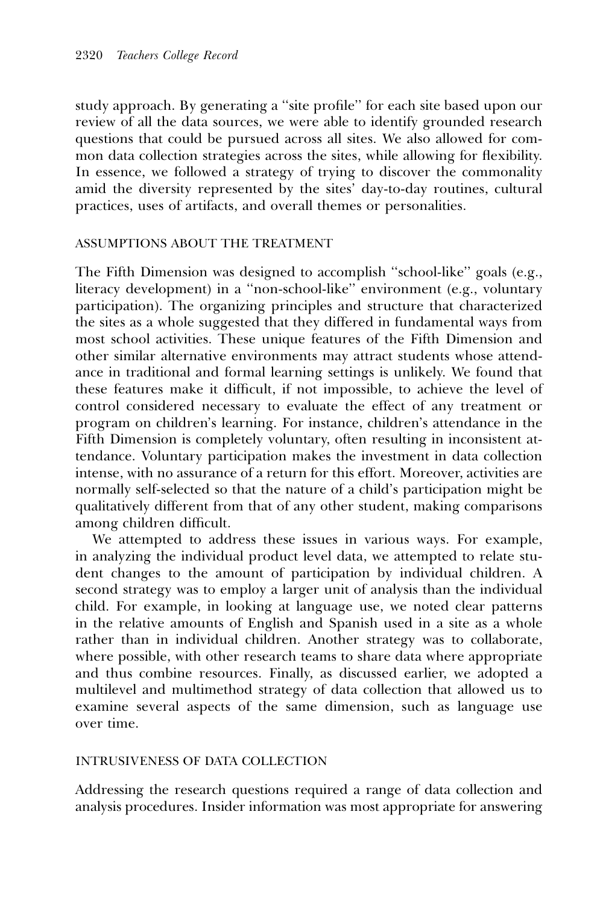study approach. By generating a "site profile" for each site based upon our review of all the data sources, we were able to identify grounded research questions that could be pursued across all sites. We also allowed for common data collection strategies across the sites, while allowing for flexibility. In essence, we followed a strategy of trying to discover the commonality amid the diversity represented by the sites' day-to-day routines, cultural practices, uses of artifacts, and overall themes or personalities.

### ASSUMPTIONS ABOUT THE TREATMENT

The Fifth Dimension was designed to accomplish "school-like" goals (e.g., literacy development) in a "non-school-like" environment (e.g., voluntary participation). The organizing principles and structure that characterized the sites as a whole suggested that they differed in fundamental ways from most school activities. These unique features of the Fifth Dimension and other similar alternative environments may attract students whose attendance in traditional and formal learning settings is unlikely. We found that these features make it difficult, if not impossible, to achieve the level of control considered necessary to evaluate the effect of any treatment or program on children's learning. For instance, children's attendance in the Fifth Dimension is completely voluntary, often resulting in inconsistent attendance. Voluntary participation makes the investment in data collection intense, with no assurance of a return for this effort. Moreover, activities are normally self-selected so that the nature of a child's participation might be qualitatively different from that of any other student, making comparisons among children difficult.

We attempted to address these issues in various ways. For example, in analyzing the individual product level data, we attempted to relate student changes to the amount of participation by individual children. A second strategy was to employ a larger unit of analysis than the individual child. For example, in looking at language use, we noted clear patterns in the relative amounts of English and Spanish used in a site as a whole rather than in individual children. Another strategy was to collaborate, where possible, with other research teams to share data where appropriate and thus combine resources. Finally, as discussed earlier, we adopted a multilevel and multimethod strategy of data collection that allowed us to examine several aspects of the same dimension, such as language use over time.

### INTRUSIVENESS OF DATA COLLECTION

Addressing the research questions required a range of data collection and analysis procedures. Insider information was most appropriate for answering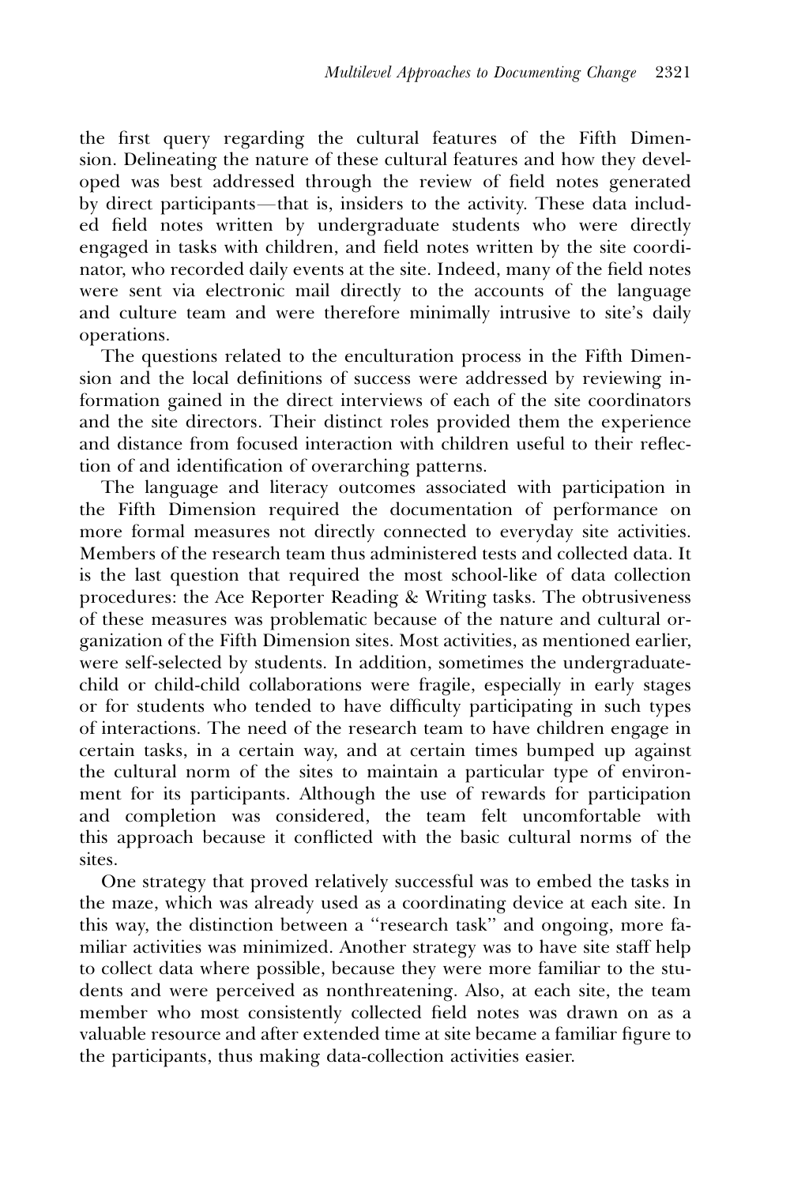the first query regarding the cultural features of the Fifth Dimension. Delineating the nature of these cultural features and how they developed was best addressed through the review of field notes generated by direct participants—that is, insiders to the activity. These data included field notes written by undergraduate students who were directly engaged in tasks with children, and field notes written by the site coordinator, who recorded daily events at the site. Indeed, many of the field notes were sent via electronic mail directly to the accounts of the language and culture team and were therefore minimally intrusive to site's daily operations.

The questions related to the enculturation process in the Fifth Dimension and the local definitions of success were addressed by reviewing information gained in the direct interviews of each of the site coordinators and the site directors. Their distinct roles provided them the experience and distance from focused interaction with children useful to their reflection of and identification of overarching patterns.

The language and literacy outcomes associated with participation in the Fifth Dimension required the documentation of performance on more formal measures not directly connected to everyday site activities. Members of the research team thus administered tests and collected data. It is the last question that required the most school-like of data collection procedures: the Ace Reporter Reading & Writing tasks. The obtrusiveness of these measures was problematic because of the nature and cultural organization of the Fifth Dimension sites. Most activities, as mentioned earlier, were self-selected by students. In addition, sometimes the undergraduate-child or child-child collaborations were fragile, especially in early stages or for students who tended to have difficulty participating in such types of interactions. The need of the research team to have children engage in certain tasks, in a certain way, and at certain times bumped up against the cultural norm of the sites to maintain a particular type of environment for its participants. Although the use of rewards for participation and completion was considered, the team felt uncomfortable with this approach because it conflicted with the basic cultural norms of the sites.

One strategy that proved relatively successful was to embed the tasks in the maze, which was already used as a coordinating device at each site. In this way, the distinction between a "research task" and ongoing, more familiar activities was minimized. Another strategy was to have site staff help to collect data where possible, because they were more familiar to the students and were perceived as nonthreatening. Also, at each site, the team member who most consistently collected field notes was drawn on as a valuable resource and after extended time at site became a familiar figure to the participants, thus making data-collection activities easier.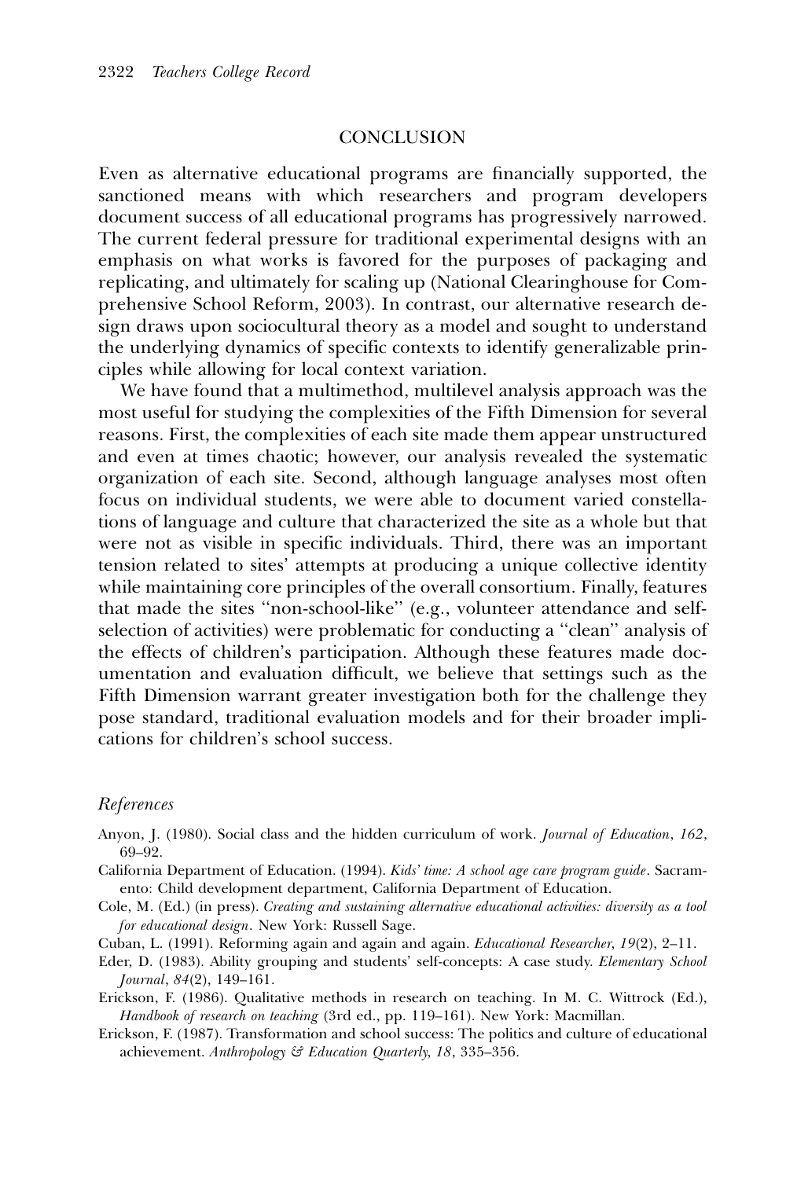## CONCLUSION

Even as alternative educational programs are financially supported, the sanctioned means with which researchers and program developers document success of all educational programs has progressively narrowed. The current federal pressure for traditional experimental designs with an emphasis on what works is favored for the purposes of packaging and replicating, and ultimately for scaling up (National Clearinghouse for Comprehensive School Reform, 2003). In contrast, our alternative research design draws upon sociocultural theory as a model and sought to understand the underlying dynamics of specific contexts to identify generalizable principles while allowing for local context variation.

We have found that a multimethod, multilevel analysis approach was the most useful for studying the complexities of the Fifth Dimension for several reasons. First, the complexities of each site made them appear unstructured and even at times chaotic; however, our analysis revealed the systematic organization of each site. Second, although language analyses most often focus on individual students, we were able to document varied constellations of language and culture that characterized the site as a whole but that were not as visible in specific individuals. Third, there was an important tension related to sites' attempts at producing a unique collective identity while maintaining core principles of the overall consortium. Finally, features that made the sites "non-school-like" (e.g., volunteer attendance and self-selection of activities) were problematic for conducting a "clean" analysis of the effects of children's participation. Although these features made documentation and evaluation difficult, we believe that settings such as the Fifth Dimension warrant greater investigation both for the challenge they pose standard, traditional evaluation models and for their broader implications for children's school success.

### *References*

Anyon, J. (1980). Social class and the hidden curriculum of work. *Journal of Education*, *162*, 69–92.

California Department of Education. (1994). *Kids' time: A school age care program guide*. Sacramento: Child development department, California Department of Education.

Cole, M. (Ed.) (in press). *Creating and sustaining alternative educational activities: diversity as a tool for educational design*. New York: Russell Sage.

Cuban, L. (1991). Reforming again and again and again. *Educational Researcher*, *19*(2), 2–11.

Eder, D. (1983). Ability grouping and students' self-concepts: A case study. *Elementary School Journal*, *84*(2), 149–161.

Erickson, F. (1986). Qualitative methods in research on teaching. In M. C. Wittrock (Ed.), *Handbook of research on teaching* (3rd ed., pp. 119–161). New York: Macmillan.

Erickson, F. (1987). Transformation and school success: The politics and culture of educational achievement. *Anthropology & Education Quarterly*, *18*, 335–356.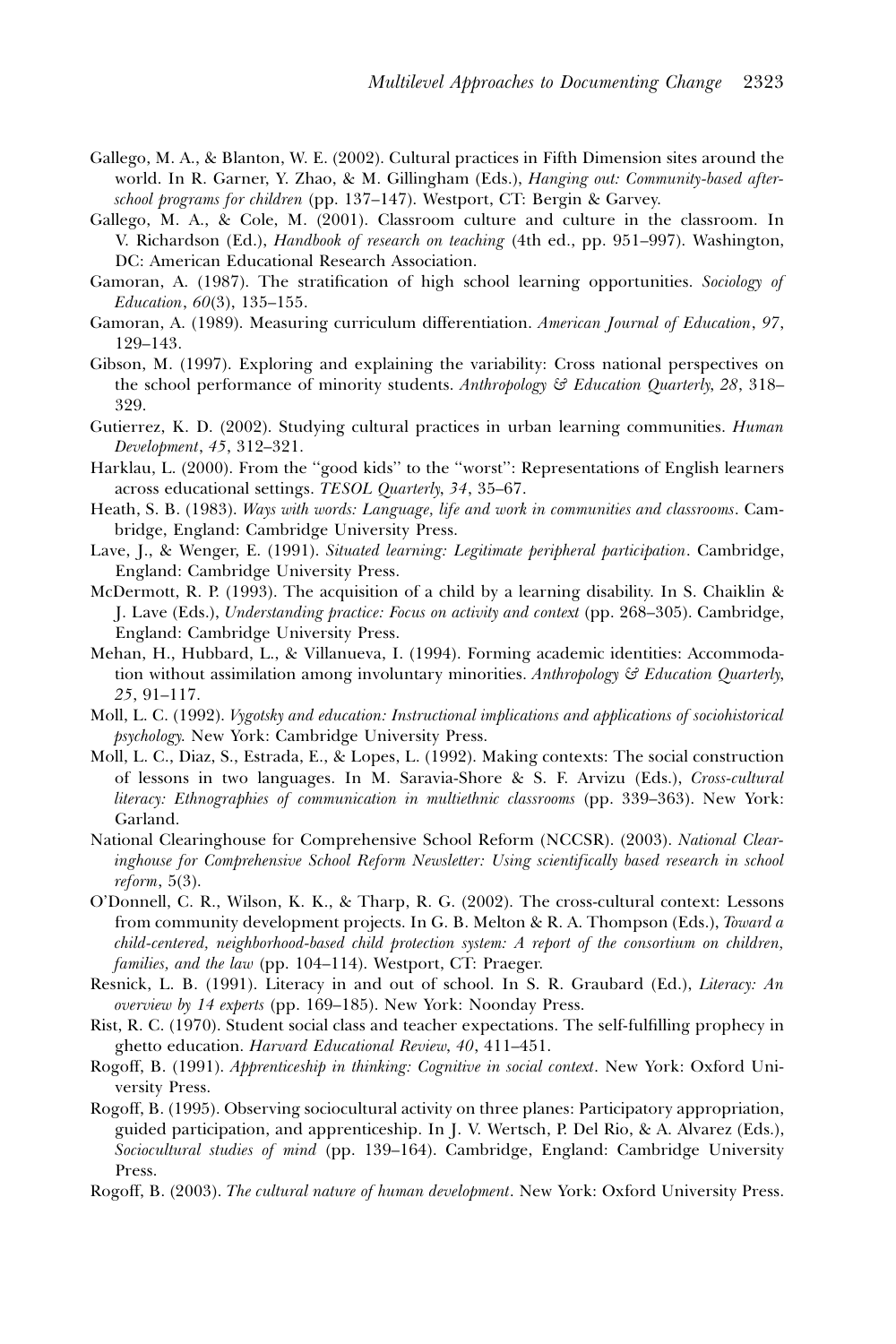Gallego, M. A., & Blanton, W. E. (2002). Cultural practices in Fifth Dimension sites around the world. In R. Garner, Y. Zhao, & M. Gillingham (Eds.), *Hanging out: Community-based after-school programs for children* (pp. 137–147). Westport, CT: Bergin & Garvey.

Gallego, M. A., & Cole, M. (2001). Classroom culture and culture in the classroom. In V. Richardson (Ed.), *Handbook of research on teaching* (4th ed., pp. 951–997). Washington, DC: American Educational Research Association.

Gamoran, A. (1987). The stratification of high school learning opportunities. *Sociology of Education*, *60*(3), 135–155.

Gamoran, A. (1989). Measuring curriculum differentiation. *American Journal of Education*, *97*, 129–143.

Gibson, M. (1997). Exploring and explaining the variability: Cross national perspectives on the school performance of minority students. *Anthropology & Education Quarterly*, *28*, 318–329.

Gutierrez, K. D. (2002). Studying cultural practices in urban learning communities. *Human Development*, *45*, 312–321.

Harklau, L. (2000). From the ''good kids'' to the ''worst'': Representations of English learners across educational settings. *TESOL Quarterly*, *34*, 35–67.

Heath, S. B. (1983). *Ways with words: Language, life and work in communities and classrooms*. Cambridge, England: Cambridge University Press.

Lave, J., & Wenger, E. (1991). *Situated learning: Legitimate peripheral participation*. Cambridge, England: Cambridge University Press.

McDermott, R. P. (1993). The acquisition of a child by a learning disability. In S. Chaiklin & J. Lave (Eds.), *Understanding practice: Focus on activity and context* (pp. 268–305). Cambridge, England: Cambridge University Press.

Mehan, H., Hubbard, L., & Villanueva, I. (1994). Forming academic identities: Accommodation without assimilation among involuntary minorities. *Anthropology & Education Quarterly*, *25*, 91–117.

Moll, L. C. (1992). *Vygotsky and education: Instructional implications and applications of sociohistorical psychology*. New York: Cambridge University Press.

Moll, L. C., Diaz, S., Estrada, E., & Lopes, L. (1992). Making contexts: The social construction of lessons in two languages. In M. Saravia-Shore & S. F. Arvizu (Eds.), *Cross-cultural literacy: Ethnographies of communication in multiethnic classrooms* (pp. 339–363). New York: Garland.

National Clearinghouse for Comprehensive School Reform (NCCSR). (2003). *National Clearinghouse for Comprehensive School Reform Newsletter: Using scientifically based research in school reform*, 5(3).

O'Donnell, C. R., Wilson, K. K., & Tharp, R. G. (2002). The cross-cultural context: Lessons from community development projects. In G. B. Melton & R. A. Thompson (Eds.), *Toward a child-centered, neighborhood-based child protection system: A report of the consortium on children, families, and the law* (pp. 104–114). Westport, CT: Praeger.

Resnick, L. B. (1991). Literacy in and out of school. In S. R. Graubard (Ed.), *Literacy: An overview by 14 experts* (pp. 169–185). New York: Noonday Press.

Rist, R. C. (1970). Student social class and teacher expectations. The self-fulfilling prophecy in ghetto education. *Harvard Educational Review*, *40*, 411–451.

Rogoff, B. (1991). *Apprenticeship in thinking: Cognitive in social context*. New York: Oxford University Press.

Rogoff, B. (1995). Observing sociocultural activity on three planes: Participatory appropriation, guided participation, and apprenticeship. In J. V. Wertsch, P. Del Rio, & A. Alvarez (Eds.), *Sociocultural studies of mind* (pp. 139–164). Cambridge, England: Cambridge University Press.

Rogoff, B. (2003). *The cultural nature of human development*. New York: Oxford University Press.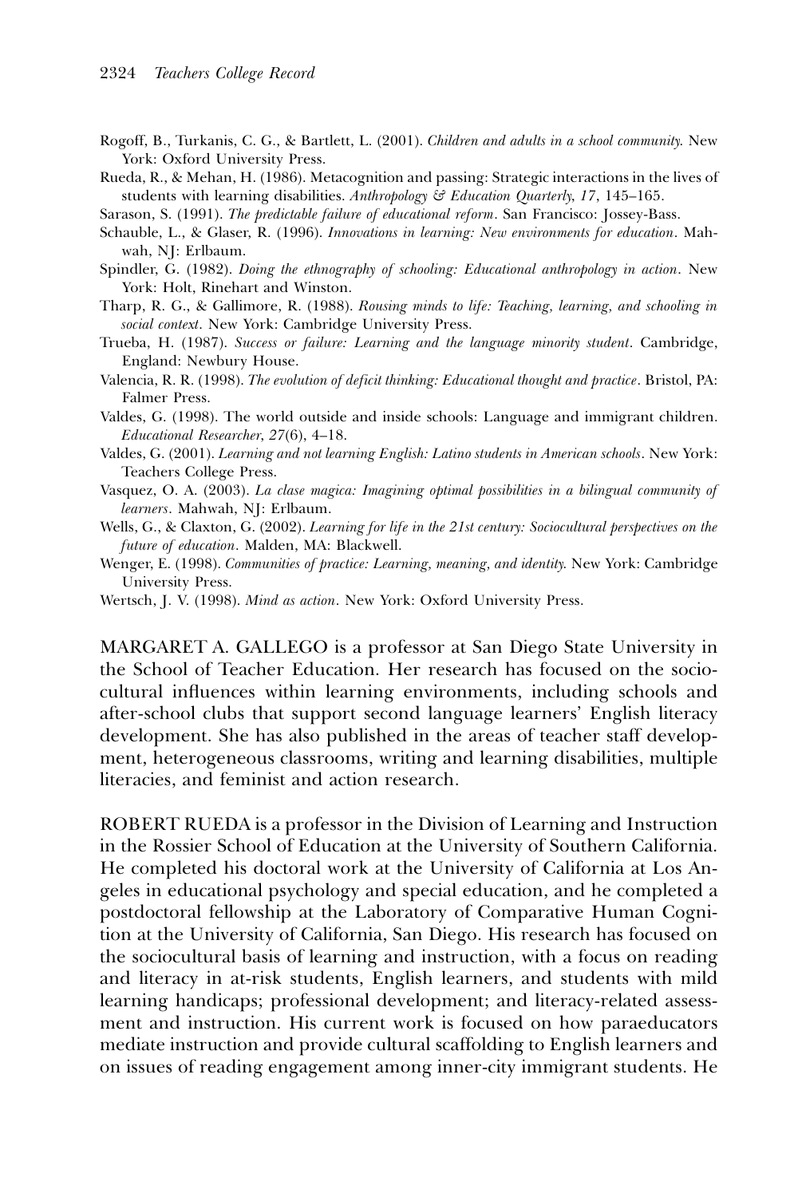Rogoff, B., Turkanis, C. G., & Bartlett, L. (2001). *Children and adults in a school community*. New York: Oxford University Press.

Rueda, R., & Mehan, H. (1986). Metacognition and passing: Strategic interactions in the lives of students with learning disabilities. *Anthropology & Education Quarterly*, *17*, 145–165.

Sarason, S. (1991). *The predictable failure of educational reform*. San Francisco: Jossey-Bass.

Schauble, L., & Glaser, R. (1996). *Innovations in learning: New environments for education*. Mahwah, NJ: Erlbaum.

Spindler, G. (1982). *Doing the ethnography of schooling: Educational anthropology in action*. New York: Holt, Rinehart and Winston.

Tharp, R. G., & Gallimore, R. (1988). *Rousing minds to life: Teaching, learning, and schooling in social context*. New York: Cambridge University Press.

Trueba, H. (1987). *Success or failure: Learning and the language minority student*. Cambridge, England: Newbury House.

Valencia, R. R. (1998). *The evolution of deficit thinking: Educational thought and practice*. Bristol, PA: Falmer Press.

Valdes, G. (1998). The world outside and inside schools: Language and immigrant children. *Educational Researcher*, *27*(6), 4–18.

Valdes, G. (2001). *Learning and not learning English: Latino students in American schools*. New York: Teachers College Press.

Vasquez, O. A. (2003). *La clase magica: Imagining optimal possibilities in a bilingual community of learners*. Mahwah, NJ: Erlbaum.

Wells, G., & Claxton, G. (2002). *Learning for life in the 21st century: Sociocultural perspectives on the future of education*. Malden, MA: Blackwell.

Wenger, E. (1998). *Communities of practice: Learning, meaning, and identity*. New York: Cambridge University Press.

Wertsch, J. V. (1998). *Mind as action*. New York: Oxford University Press.

MARGARET A. GALLEGO is a professor at San Diego State University in the School of Teacher Education. Her research has focused on the sociocultural influences within learning environments, including schools and after-school clubs that support second language learners' English literacy development. She has also published in the areas of teacher staff development, heterogeneous classrooms, writing and learning disabilities, multiple literacies, and feminist and action research.

ROBERT RUEDA is a professor in the Division of Learning and Instruction in the Rossier School of Education at the University of Southern California. He completed his doctoral work at the University of California at Los Angeles in educational psychology and special education, and he completed a postdoctoral fellowship at the Laboratory of Comparative Human Cognition at the University of California, San Diego. His research has focused on the sociocultural basis of learning and instruction, with a focus on reading and literacy in at-risk students, English learners, and students with mild learning handicaps; professional development; and literacy-related assessment and instruction. His current work is focused on how paraeducators mediate instruction and provide cultural scaffolding to English learners and on issues of reading engagement among inner-city immigrant students. He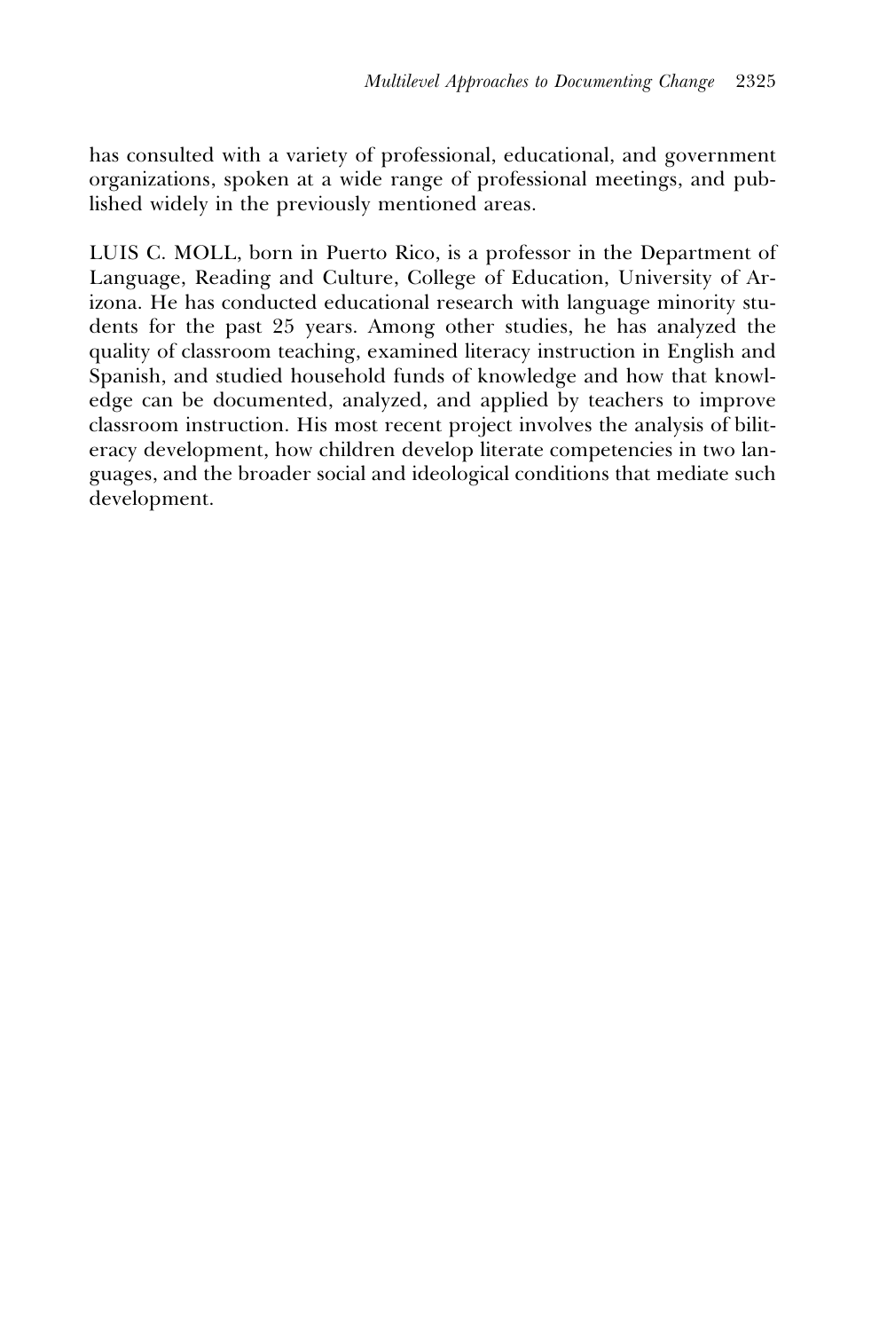has consulted with a variety of professional, educational, and government organizations, spoken at a wide range of professional meetings, and published widely in the previously mentioned areas.

LUIS C. MOLL, born in Puerto Rico, is a professor in the Department of Language, Reading and Culture, College of Education, University of Arizona. He has conducted educational research with language minority students for the past 25 years. Among other studies, he has analyzed the quality of classroom teaching, examined literacy instruction in English and Spanish, and studied household funds of knowledge and how that knowledge can be documented, analyzed, and applied by teachers to improve classroom instruction. His most recent project involves the analysis of biliteracy development, how children develop literate competencies in two languages, and the broader social and ideological conditions that mediate such development.